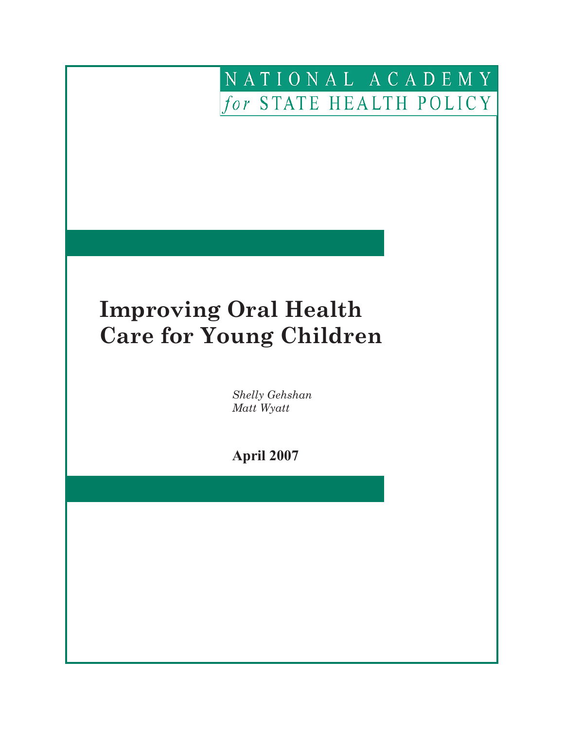NATIONAL ACADEMY
*for* STATE HEALTH POLICY

# Improving Oral Health Care for Young Children

*Shelly Gehshan*
*Matt Wyatt*

**April 2007**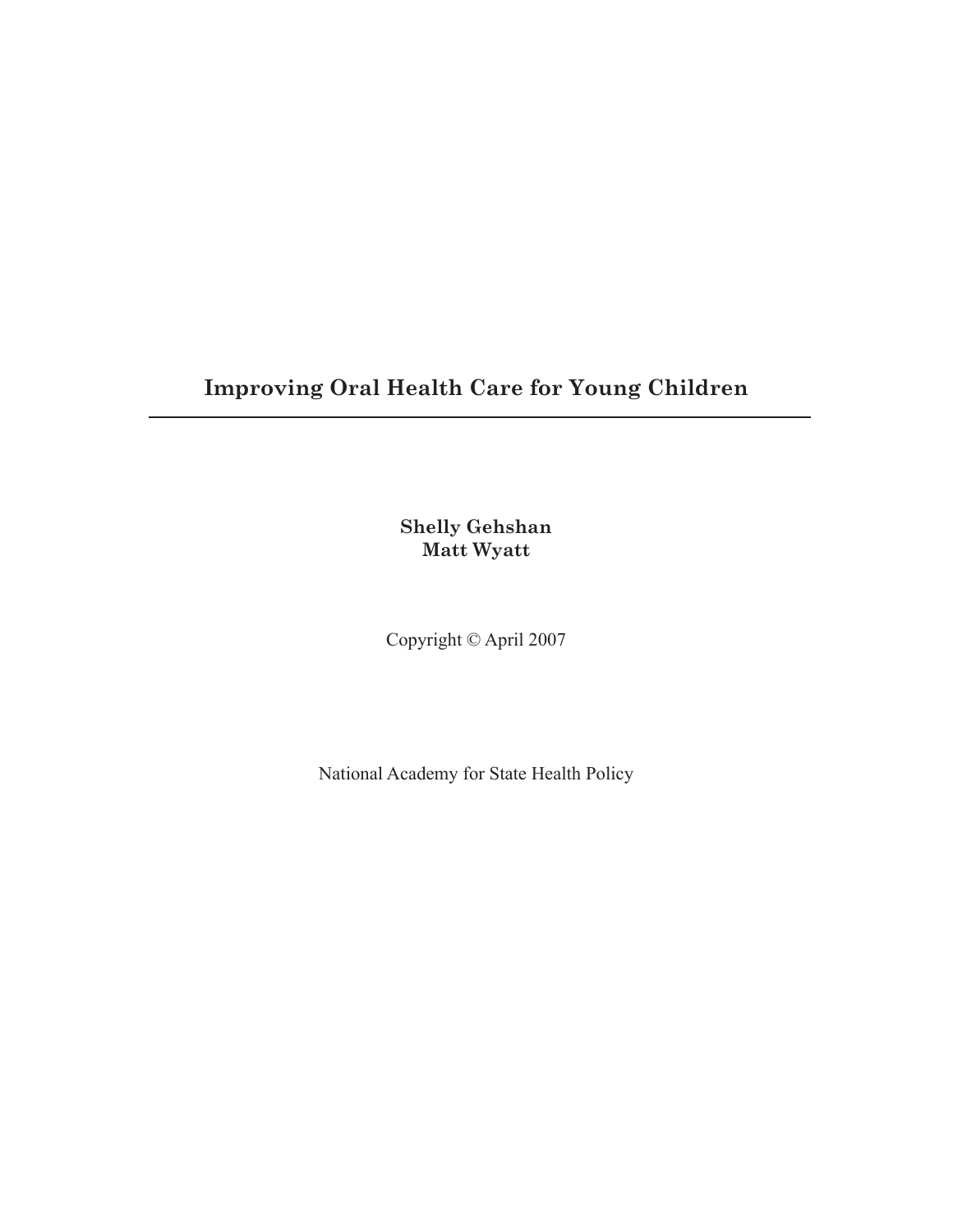# Improving Oral Health Care for Young Children

**Shelly Gehshan**
**Matt Wyatt**

Copyright © April 2007

National Academy for State Health Policy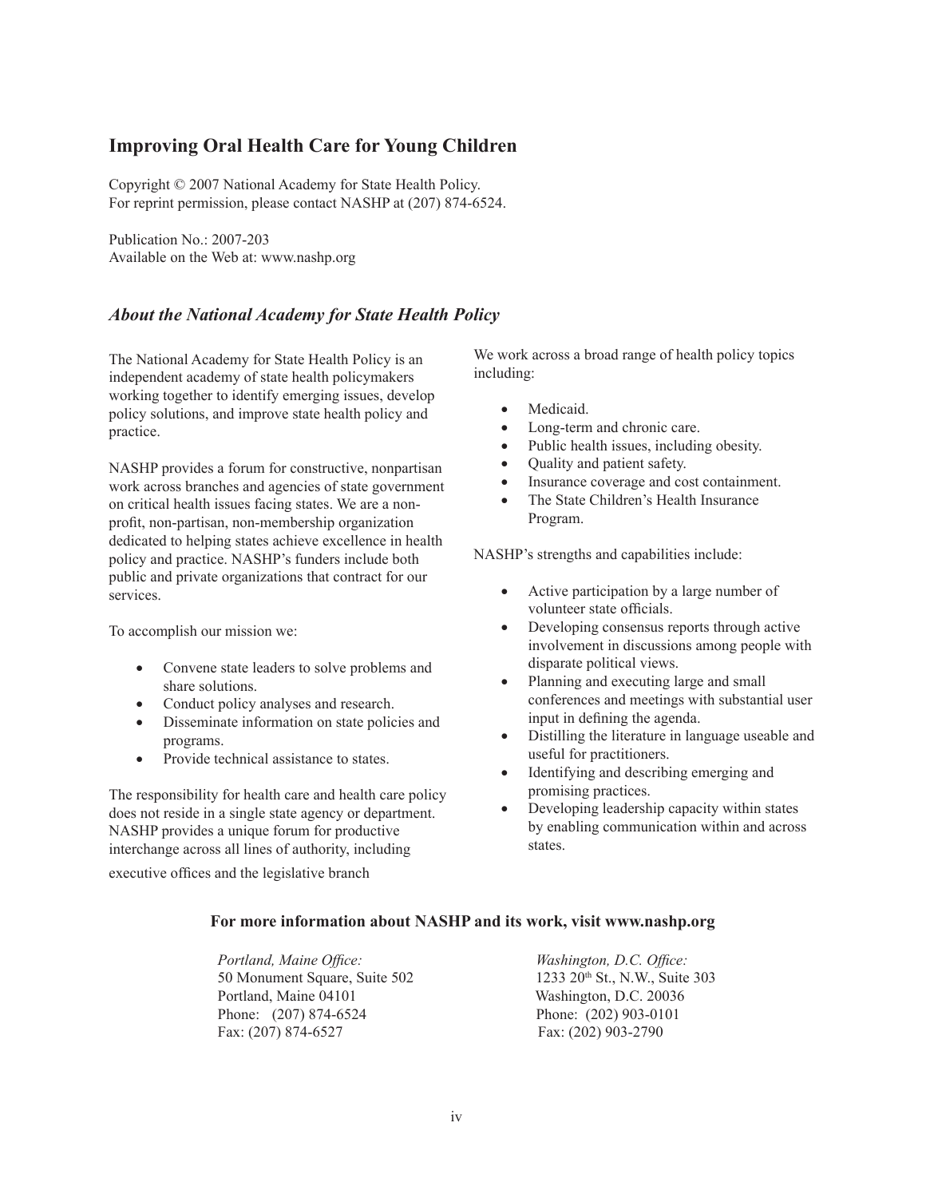## Improving Oral Health Care for Young Children

Copyright © 2007 National Academy for State Health Policy.
For reprint permission, please contact NASHP at (207) 874-6524.

Publication No.: 2007-203
Available on the Web at: www.nashp.org

### *About the National Academy for State Health Policy*

The National Academy for State Health Policy is an independent academy of state health policymakers working together to identify emerging issues, develop policy solutions, and improve state health policy and practice.

NASHP provides a forum for constructive, nonpartisan work across branches and agencies of state government on critical health issues facing states. We are a non-profit, non-partisan, non-membership organization dedicated to helping states achieve excellence in health policy and practice. NASHP's funders include both public and private organizations that contract for our services.

To accomplish our mission we:

- Convene state leaders to solve problems and share solutions.
- Conduct policy analyses and research.
- Disseminate information on state policies and programs.
- Provide technical assistance to states.

The responsibility for health care and health care policy does not reside in a single state agency or department. NASHP provides a unique forum for productive interchange across all lines of authority, including executive offices and the legislative branch

We work across a broad range of health policy topics including:

- Medicaid.
- Long-term and chronic care.
- Public health issues, including obesity.
- Quality and patient safety.
- Insurance coverage and cost containment.
- The State Children's Health Insurance Program.

NASHP's strengths and capabilities include:

- Active participation by a large number of volunteer state officials.
- Developing consensus reports through active involvement in discussions among people with disparate political views.
- Planning and executing large and small conferences and meetings with substantial user input in defining the agenda.
- Distilling the literature in language useable and useful for practitioners.
- Identifying and describing emerging and promising practices.
- Developing leadership capacity within states by enabling communication within and across states.

**For more information about NASHP and its work, visit www.nashp.org**

*Portland, Maine Office:*
50 Monument Square, Suite 502
Portland, Maine 04101
Phone: (207) 874-6524
Fax: (207) 874-6527

*Washington, D.C. Office:*
1233 20th St., N.W., Suite 303
Washington, D.C. 20036
Phone: (202) 903-0101
Fax: (202) 903-2790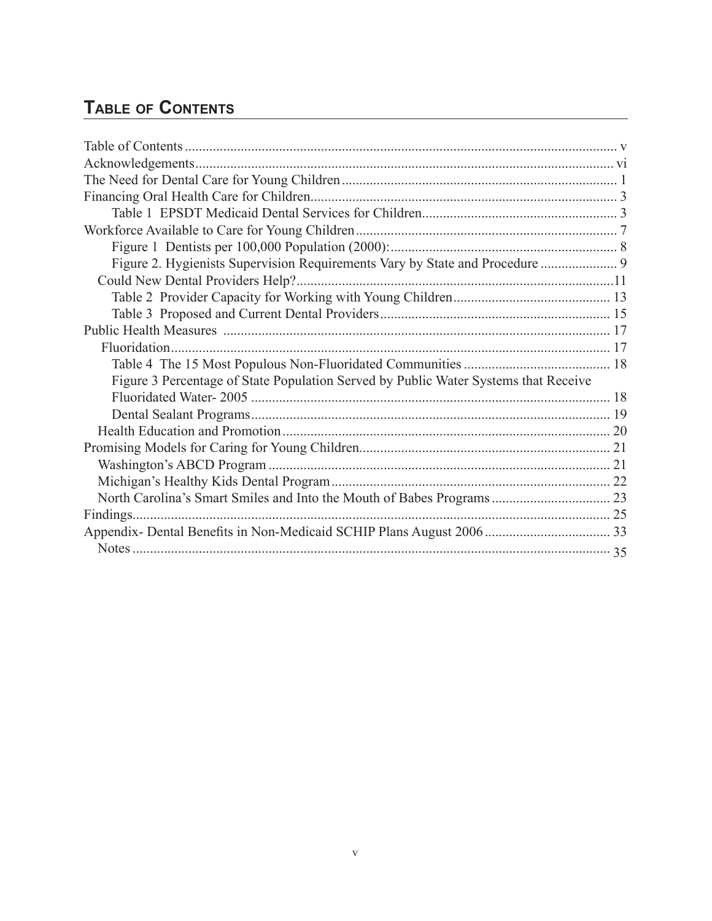## Table of Contents

Table of Contents .......... v
Acknowledgements .......... vi
The Need for Dental Care for Young Children .......... 1
Financing Oral Health Care for Children .......... 3
    Table 1 EPSDT Medicaid Dental Services for Children .......... 3
Workforce Available to Care for Young Children .......... 7
    Figure 1 Dentists per 100,000 Population (2000): .......... 8
    Figure 2. Hygienists Supervision Requirements Vary by State and Procedure .......... 9
  Could New Dental Providers Help? .......... 11
    Table 2 Provider Capacity for Working with Young Children .......... 13
    Table 3 Proposed and Current Dental Providers .......... 15
Public Health Measures .......... 17
  Fluoridation .......... 17
    Table 4 The 15 Most Populous Non-Fluoridated Communities .......... 18
    Figure 3 Percentage of State Population Served by Public Water Systems that Receive Fluoridated Water- 2005 .......... 18
    Dental Sealant Programs .......... 19
  Health Education and Promotion .......... 20
Promising Models for Caring for Young Children .......... 21
  Washington's ABCD Program .......... 21
  Michigan's Healthy Kids Dental Program .......... 22
  North Carolina's Smart Smiles and Into the Mouth of Babes Programs .......... 23
Findings .......... 25
Appendix- Dental Benefits in Non-Medicaid SCHIP Plans August 2006 .......... 33
  Notes .......... 35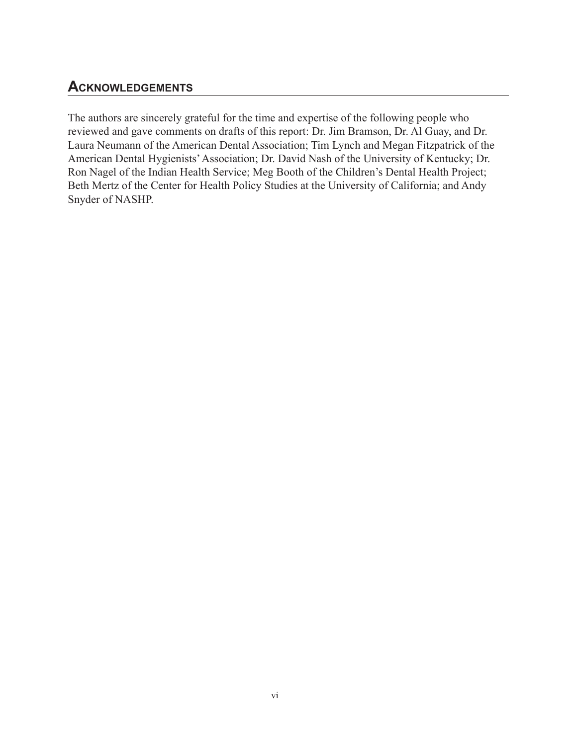## Acknowledgements

The authors are sincerely grateful for the time and expertise of the following people who reviewed and gave comments on drafts of this report: Dr. Jim Bramson, Dr. Al Guay, and Dr. Laura Neumann of the American Dental Association; Tim Lynch and Megan Fitzpatrick of the American Dental Hygienists' Association; Dr. David Nash of the University of Kentucky; Dr. Ron Nagel of the Indian Health Service; Meg Booth of the Children's Dental Health Project; Beth Mertz of the Center for Health Policy Studies at the University of California; and Andy Snyder of NASHP.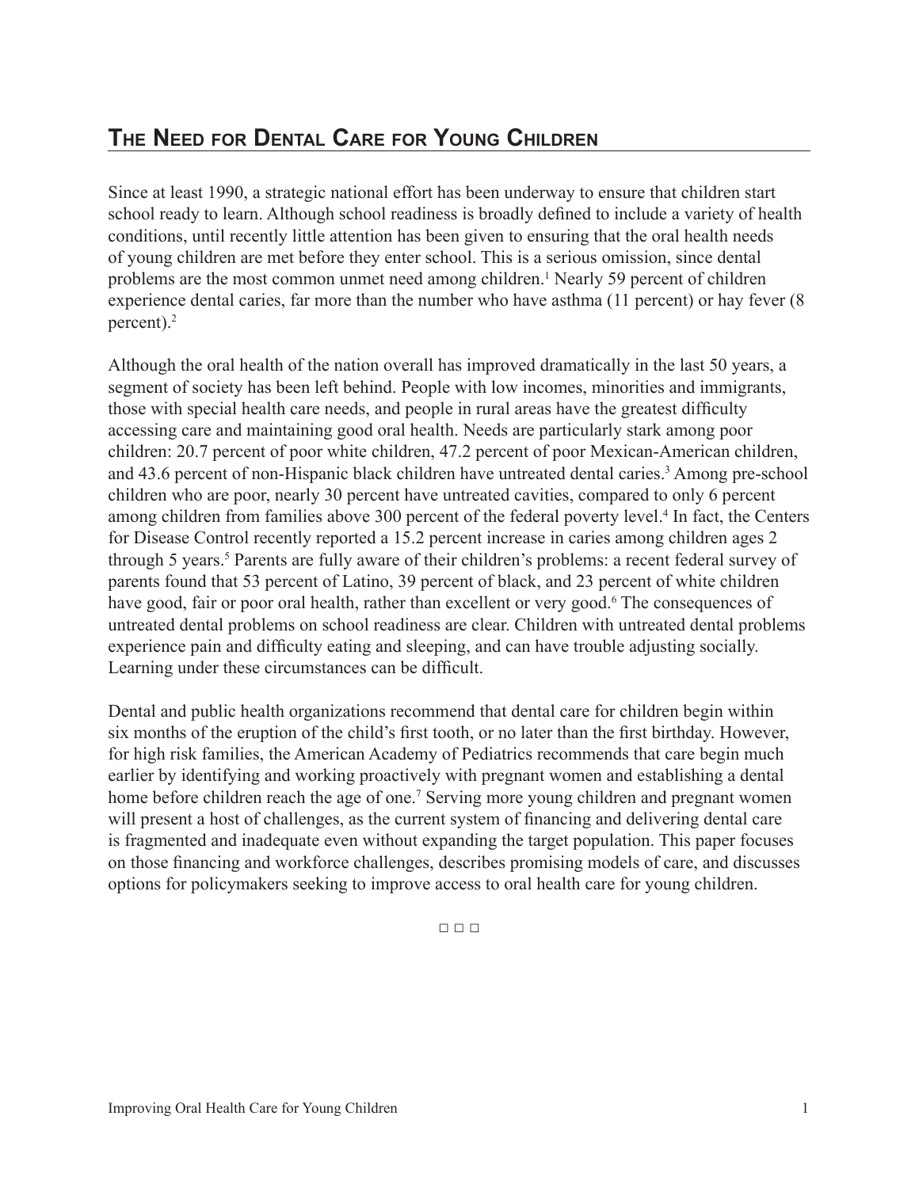## The Need for Dental Care for Young Children

Since at least 1990, a strategic national effort has been underway to ensure that children start school ready to learn. Although school readiness is broadly defined to include a variety of health conditions, until recently little attention has been given to ensuring that the oral health needs of young children are met before they enter school. This is a serious omission, since dental problems are the most common unmet need among children.[1] Nearly 59 percent of children experience dental caries, far more than the number who have asthma (11 percent) or hay fever (8 percent).[2]

Although the oral health of the nation overall has improved dramatically in the last 50 years, a segment of society has been left behind. People with low incomes, minorities and immigrants, those with special health care needs, and people in rural areas have the greatest difficulty accessing care and maintaining good oral health. Needs are particularly stark among poor children: 20.7 percent of poor white children, 47.2 percent of poor Mexican-American children, and 43.6 percent of non-Hispanic black children have untreated dental caries.[3] Among pre-school children who are poor, nearly 30 percent have untreated cavities, compared to only 6 percent among children from families above 300 percent of the federal poverty level.[4] In fact, the Centers for Disease Control recently reported a 15.2 percent increase in caries among children ages 2 through 5 years.[5] Parents are fully aware of their children's problems: a recent federal survey of parents found that 53 percent of Latino, 39 percent of black, and 23 percent of white children have good, fair or poor oral health, rather than excellent or very good.[6] The consequences of untreated dental problems on school readiness are clear. Children with untreated dental problems experience pain and difficulty eating and sleeping, and can have trouble adjusting socially. Learning under these circumstances can be difficult.

Dental and public health organizations recommend that dental care for children begin within six months of the eruption of the child's first tooth, or no later than the first birthday. However, for high risk families, the American Academy of Pediatrics recommends that care begin much earlier by identifying and working proactively with pregnant women and establishing a dental home before children reach the age of one.[7] Serving more young children and pregnant women will present a host of challenges, as the current system of financing and delivering dental care is fragmented and inadequate even without expanding the target population. This paper focuses on those financing and workforce challenges, describes promising models of care, and discusses options for policymakers seeking to improve access to oral health care for young children.

□ □ □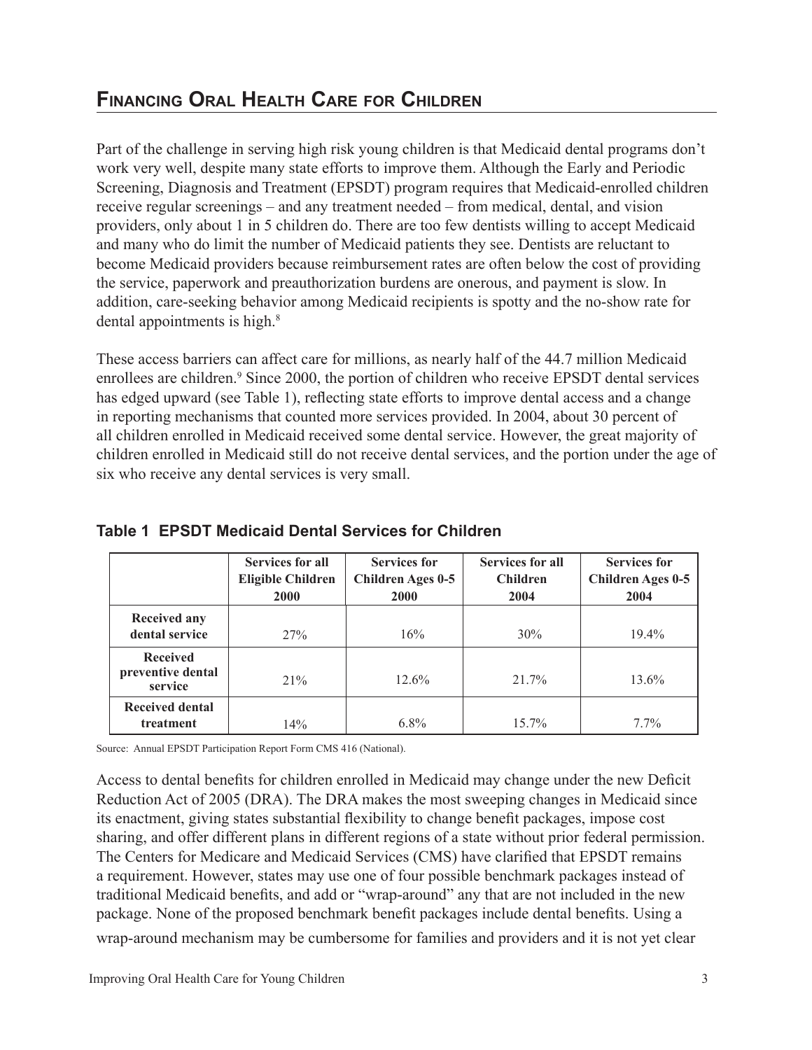## Financing Oral Health Care for Children

Part of the challenge in serving high risk young children is that Medicaid dental programs don't work very well, despite many state efforts to improve them. Although the Early and Periodic Screening, Diagnosis and Treatment (EPSDT) program requires that Medicaid-enrolled children receive regular screenings – and any treatment needed – from medical, dental, and vision providers, only about 1 in 5 children do. There are too few dentists willing to accept Medicaid and many who do limit the number of Medicaid patients they see. Dentists are reluctant to become Medicaid providers because reimbursement rates are often below the cost of providing the service, paperwork and preauthorization burdens are onerous, and payment is slow. In addition, care-seeking behavior among Medicaid recipients is spotty and the no-show rate for dental appointments is high.[8]

These access barriers can affect care for millions, as nearly half of the 44.7 million Medicaid enrollees are children.[9] Since 2000, the portion of children who receive EPSDT dental services has edged upward (see Table 1), reflecting state efforts to improve dental access and a change in reporting mechanisms that counted more services provided. In 2004, about 30 percent of all children enrolled in Medicaid received some dental service. However, the great majority of children enrolled in Medicaid still do not receive dental services, and the portion under the age of six who receive any dental services is very small.

**Table 1 EPSDT Medicaid Dental Services for Children**

| | Services for all Eligible Children 2000 | Services for Children Ages 0-5 2000 | Services for all Children 2004 | Services for Children Ages 0-5 2004 |
|---|---|---|---|---|
| **Received any dental service** | 27% | 16% | 30% | 19.4% |
| **Received preventive dental service** | 21% | 12.6% | 21.7% | 13.6% |
| **Received dental treatment** | 14% | 6.8% | 15.7% | 7.7% |

Source: Annual EPSDT Participation Report Form CMS 416 (National).

Access to dental benefits for children enrolled in Medicaid may change under the new Deficit Reduction Act of 2005 (DRA). The DRA makes the most sweeping changes in Medicaid since its enactment, giving states substantial flexibility to change benefit packages, impose cost sharing, and offer different plans in different regions of a state without prior federal permission. The Centers for Medicare and Medicaid Services (CMS) have clarified that EPSDT remains a requirement. However, states may use one of four possible benchmark packages instead of traditional Medicaid benefits, and add or "wrap-around" any that are not included in the new package. None of the proposed benchmark benefit packages include dental benefits. Using a wrap-around mechanism may be cumbersome for families and providers and it is not yet clear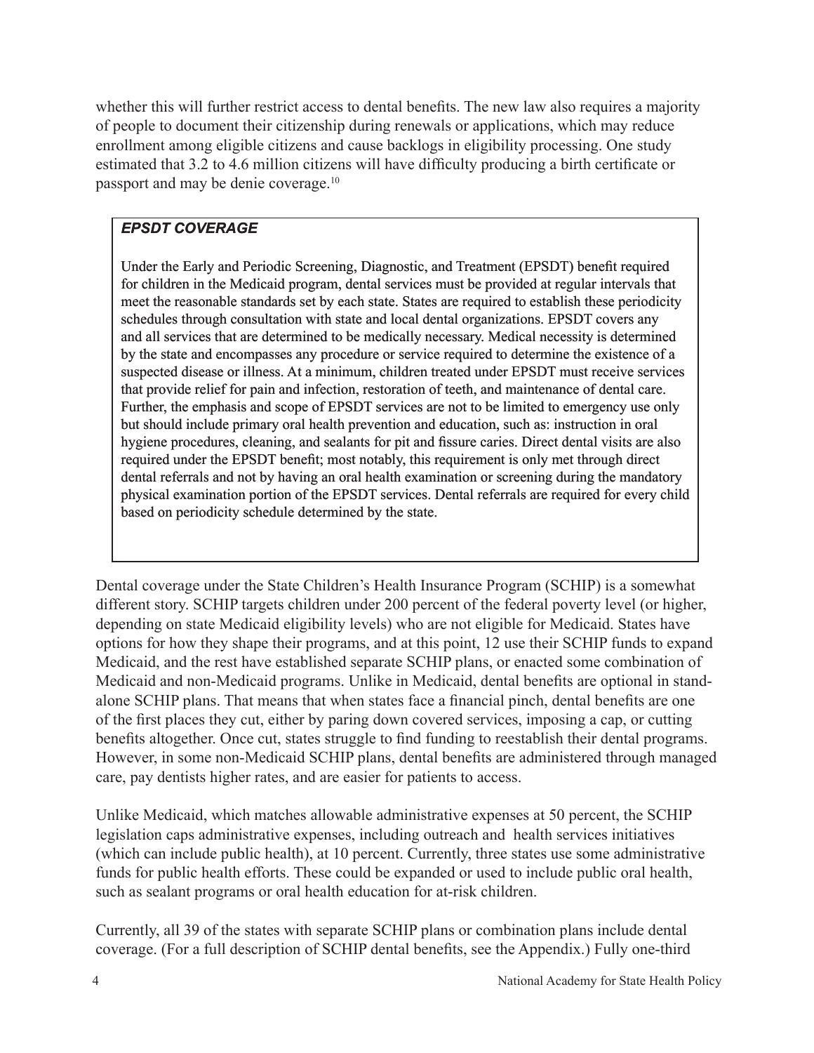whether this will further restrict access to dental benefits. The new law also requires a majority of people to document their citizenship during renewals or applications, which may reduce enrollment among eligible citizens and cause backlogs in eligibility processing. One study estimated that 3.2 to 4.6 million citizens will have difficulty producing a birth certificate or passport and may be denie coverage.[10]

> ***EPSDT COVERAGE***
>
> Under the Early and Periodic Screening, Diagnostic, and Treatment (EPSDT) benefit required for children in the Medicaid program, dental services must be provided at regular intervals that meet the reasonable standards set by each state. States are required to establish these periodicity schedules through consultation with state and local dental organizations. EPSDT covers any and all services that are determined to be medically necessary. Medical necessity is determined by the state and encompasses any procedure or service required to determine the existence of a suspected disease or illness. At a minimum, children treated under EPSDT must receive services that provide relief for pain and infection, restoration of teeth, and maintenance of dental care. Further, the emphasis and scope of EPSDT services are not to be limited to emergency use only but should include primary oral health prevention and education, such as: instruction in oral hygiene procedures, cleaning, and sealants for pit and fissure caries. Direct dental visits are also required under the EPSDT benefit; most notably, this requirement is only met through direct dental referrals and not by having an oral health examination or screening during the mandatory physical examination portion of the EPSDT services. Dental referrals are required for every child based on periodicity schedule determined by the state.

Dental coverage under the State Children's Health Insurance Program (SCHIP) is a somewhat different story. SCHIP targets children under 200 percent of the federal poverty level (or higher, depending on state Medicaid eligibility levels) who are not eligible for Medicaid. States have options for how they shape their programs, and at this point, 12 use their SCHIP funds to expand Medicaid, and the rest have established separate SCHIP plans, or enacted some combination of Medicaid and non-Medicaid programs. Unlike in Medicaid, dental benefits are optional in stand-alone SCHIP plans. That means that when states face a financial pinch, dental benefits are one of the first places they cut, either by paring down covered services, imposing a cap, or cutting benefits altogether. Once cut, states struggle to find funding to reestablish their dental programs. However, in some non-Medicaid SCHIP plans, dental benefits are administered through managed care, pay dentists higher rates, and are easier for patients to access.

Unlike Medicaid, which matches allowable administrative expenses at 50 percent, the SCHIP legislation caps administrative expenses, including outreach and health services initiatives (which can include public health), at 10 percent. Currently, three states use some administrative funds for public health efforts. These could be expanded or used to include public oral health, such as sealant programs or oral health education for at-risk children.

Currently, all 39 of the states with separate SCHIP plans or combination plans include dental coverage. (For a full description of SCHIP dental benefits, see the Appendix.) Fully one-third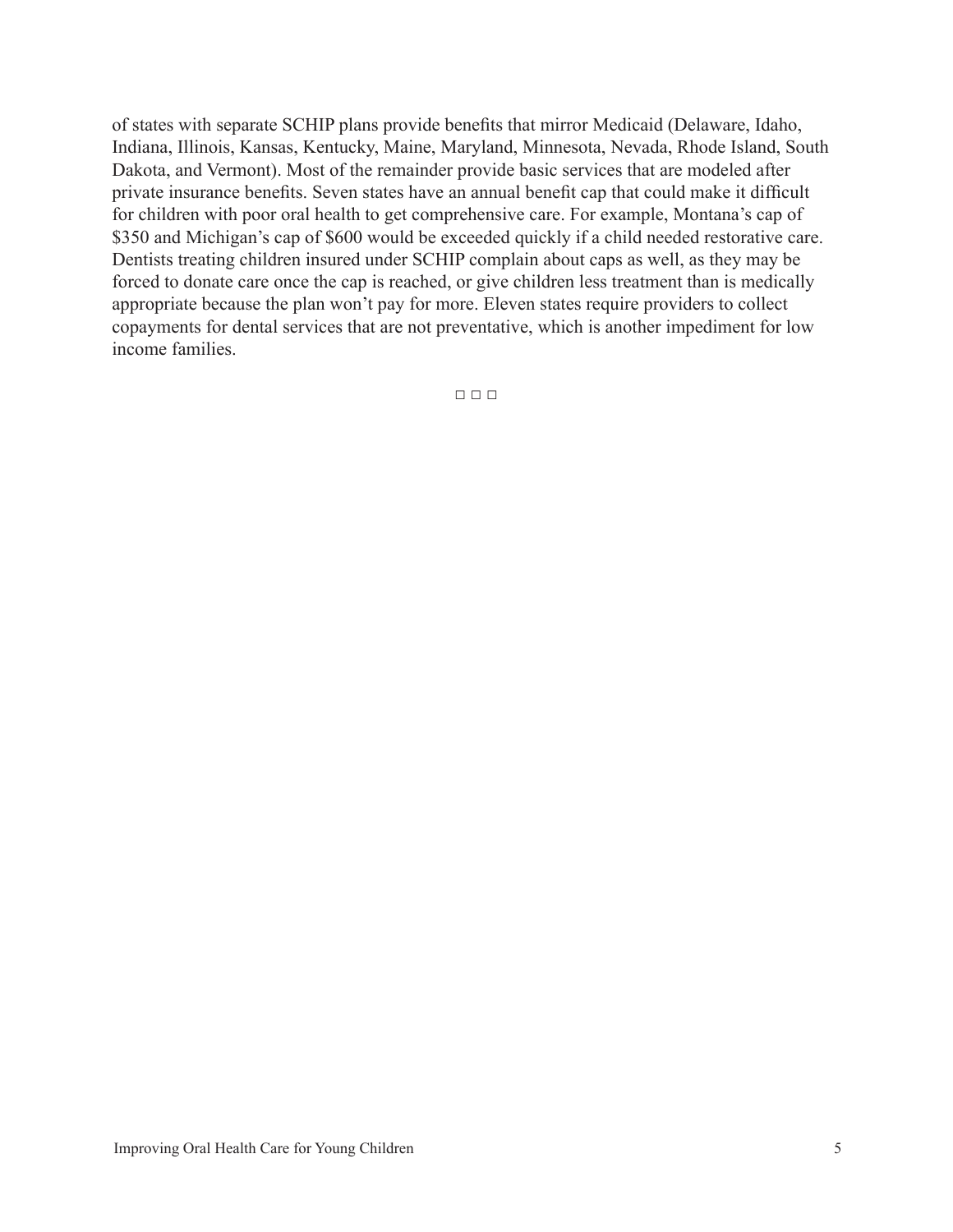of states with separate SCHIP plans provide benefits that mirror Medicaid (Delaware, Idaho, Indiana, Illinois, Kansas, Kentucky, Maine, Maryland, Minnesota, Nevada, Rhode Island, South Dakota, and Vermont). Most of the remainder provide basic services that are modeled after private insurance benefits. Seven states have an annual benefit cap that could make it difficult for children with poor oral health to get comprehensive care. For example, Montana's cap of $350 and Michigan's cap of $600 would be exceeded quickly if a child needed restorative care. Dentists treating children insured under SCHIP complain about caps as well, as they may be forced to donate care once the cap is reached, or give children less treatment than is medically appropriate because the plan won't pay for more. Eleven states require providers to collect copayments for dental services that are not preventative, which is another impediment for low income families.

□ □ □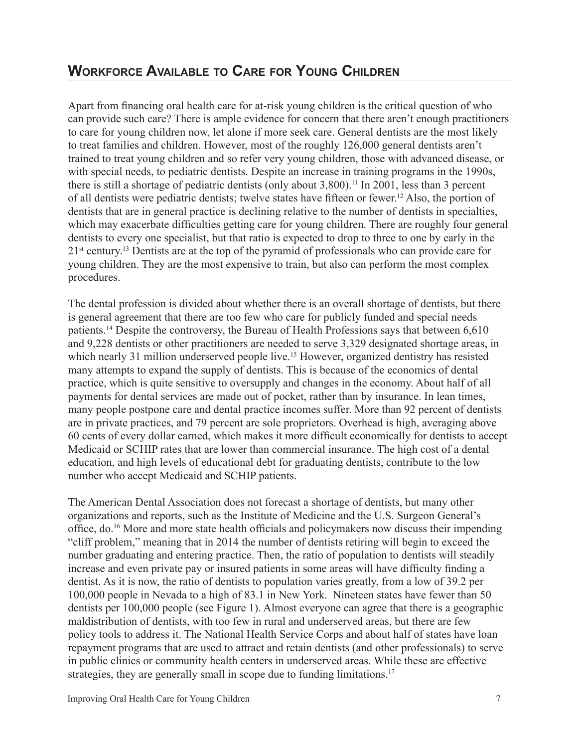## Workforce Available to Care for Young Children

Apart from financing oral health care for at-risk young children is the critical question of who can provide such care? There is ample evidence for concern that there aren't enough practitioners to care for young children now, let alone if more seek care. General dentists are the most likely to treat families and children. However, most of the roughly 126,000 general dentists aren't trained to treat young children and so refer very young children, those with advanced disease, or with special needs, to pediatric dentists. Despite an increase in training programs in the 1990s, there is still a shortage of pediatric dentists (only about 3,800).[11] In 2001, less than 3 percent of all dentists were pediatric dentists; twelve states have fifteen or fewer.[12] Also, the portion of dentists that are in general practice is declining relative to the number of dentists in specialties, which may exacerbate difficulties getting care for young children. There are roughly four general dentists to every one specialist, but that ratio is expected to drop to three to one by early in the 21st century.[13] Dentists are at the top of the pyramid of professionals who can provide care for young children. They are the most expensive to train, but also can perform the most complex procedures.

The dental profession is divided about whether there is an overall shortage of dentists, but there is general agreement that there are too few who care for publicly funded and special needs patients.[14] Despite the controversy, the Bureau of Health Professions says that between 6,610 and 9,228 dentists or other practitioners are needed to serve 3,329 designated shortage areas, in which nearly 31 million underserved people live.[15] However, organized dentistry has resisted many attempts to expand the supply of dentists. This is because of the economics of dental practice, which is quite sensitive to oversupply and changes in the economy. About half of all payments for dental services are made out of pocket, rather than by insurance. In lean times, many people postpone care and dental practice incomes suffer. More than 92 percent of dentists are in private practices, and 79 percent are sole proprietors. Overhead is high, averaging above 60 cents of every dollar earned, which makes it more difficult economically for dentists to accept Medicaid or SCHIP rates that are lower than commercial insurance. The high cost of a dental education, and high levels of educational debt for graduating dentists, contribute to the low number who accept Medicaid and SCHIP patients.

The American Dental Association does not forecast a shortage of dentists, but many other organizations and reports, such as the Institute of Medicine and the U.S. Surgeon General's office, do.[16] More and more state health officials and policymakers now discuss their impending "cliff problem," meaning that in 2014 the number of dentists retiring will begin to exceed the number graduating and entering practice. Then, the ratio of population to dentists will steadily increase and even private pay or insured patients in some areas will have difficulty finding a dentist. As it is now, the ratio of dentists to population varies greatly, from a low of 39.2 per 100,000 people in Nevada to a high of 83.1 in New York. Nineteen states have fewer than 50 dentists per 100,000 people (see Figure 1). Almost everyone can agree that there is a geographic maldistribution of dentists, with too few in rural and underserved areas, but there are few policy tools to address it. The National Health Service Corps and about half of states have loan repayment programs that are used to attract and retain dentists (and other professionals) to serve in public clinics or community health centers in underserved areas. While these are effective strategies, they are generally small in scope due to funding limitations.[17]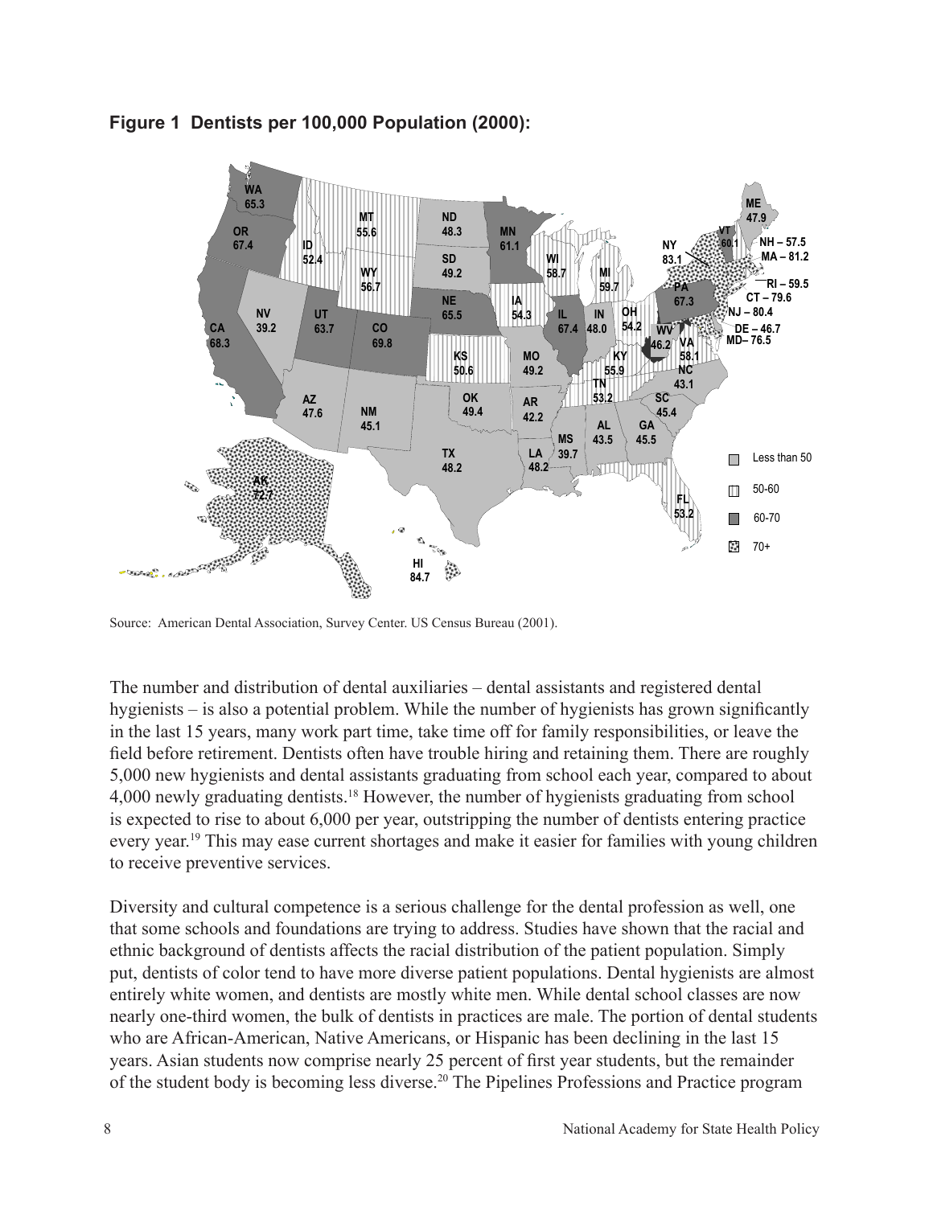**Figure 1 Dentists per 100,000 Population (2000):**

Source: American Dental Association, Survey Center. US Census Bureau (2001).

The number and distribution of dental auxiliaries – dental assistants and registered dental hygienists – is also a potential problem. While the number of hygienists has grown significantly in the last 15 years, many work part time, take time off for family responsibilities, or leave the field before retirement. Dentists often have trouble hiring and retaining them. There are roughly 5,000 new hygienists and dental assistants graduating from school each year, compared to about 4,000 newly graduating dentists.[18] However, the number of hygienists graduating from school is expected to rise to about 6,000 per year, outstripping the number of dentists entering practice every year.[19] This may ease current shortages and make it easier for families with young children to receive preventive services.

Diversity and cultural competence is a serious challenge for the dental profession as well, one that some schools and foundations are trying to address. Studies have shown that the racial and ethnic background of dentists affects the racial distribution of the patient population. Simply put, dentists of color tend to have more diverse patient populations. Dental hygienists are almost entirely white women, and dentists are mostly white men. While dental school classes are now nearly one-third women, the bulk of dentists in practices are male. The portion of dental students who are African-American, Native Americans, or Hispanic has been declining in the last 15 years. Asian students now comprise nearly 25 percent of first year students, but the remainder of the student body is becoming less diverse.[20] The Pipelines Professions and Practice program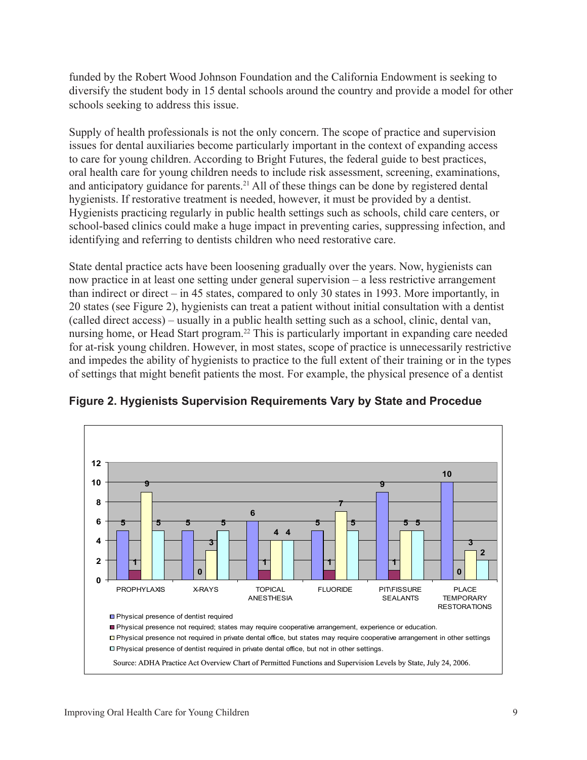funded by the Robert Wood Johnson Foundation and the California Endowment is seeking to diversify the student body in 15 dental schools around the country and provide a model for other schools seeking to address this issue.

Supply of health professionals is not the only concern. The scope of practice and supervision issues for dental auxiliaries become particularly important in the context of expanding access to care for young children. According to Bright Futures, the federal guide to best practices, oral health care for young children needs to include risk assessment, screening, examinations, and anticipatory guidance for parents.[21] All of these things can be done by registered dental hygienists. If restorative treatment is needed, however, it must be provided by a dentist. Hygienists practicing regularly in public health settings such as schools, child care centers, or school-based clinics could make a huge impact in preventing caries, suppressing infection, and identifying and referring to dentists children who need restorative care.

State dental practice acts have been loosening gradually over the years. Now, hygienists can now practice in at least one setting under general supervision – a less restrictive arrangement than indirect or direct – in 45 states, compared to only 30 states in 1993. More importantly, in 20 states (see Figure 2), hygienists can treat a patient without initial consultation with a dentist (called direct access) – usually in a public health setting such as a school, clinic, dental van, nursing home, or Head Start program.[22] This is particularly important in expanding care needed for at-risk young children. However, in most states, scope of practice is unnecessarily restrictive and impedes the ability of hygienists to practice to the full extent of their training or in the types of settings that might benefit patients the most. For example, the physical presence of a dentist

**Figure 2. Hygienists Supervision Requirements Vary by State and Procedue**

| | PROPHYLAXIS | X-RAYS | TOPICAL ANESTHESIA | FLUORIDE | PIT\FISSURE SEALANTS | PLACE TEMPORARY RESTORATIONS |
|---|---|---|---|---|---|---|
| Physical presence of dentist required | 5 | 5 | 6 | 5 | 9 | 10 |
| Physical presence not required; states may require cooperative arrangement, experience or education. | 1 | 0 | 1 | 1 | 1 | 0 |
| Physical presence not required in private dental office, but states may require cooperative arrangement in other settings | 9 | 3 | 4 | 7 | 5 | 3 |
| Physical presence of dentist required in private dental office, but not in other settings. | 5 | 5 | 4 | 5 | 5 | 2 |

Source: ADHA Practice Act Overview Chart of Permitted Functions and Supervision Levels by State, July 24, 2006.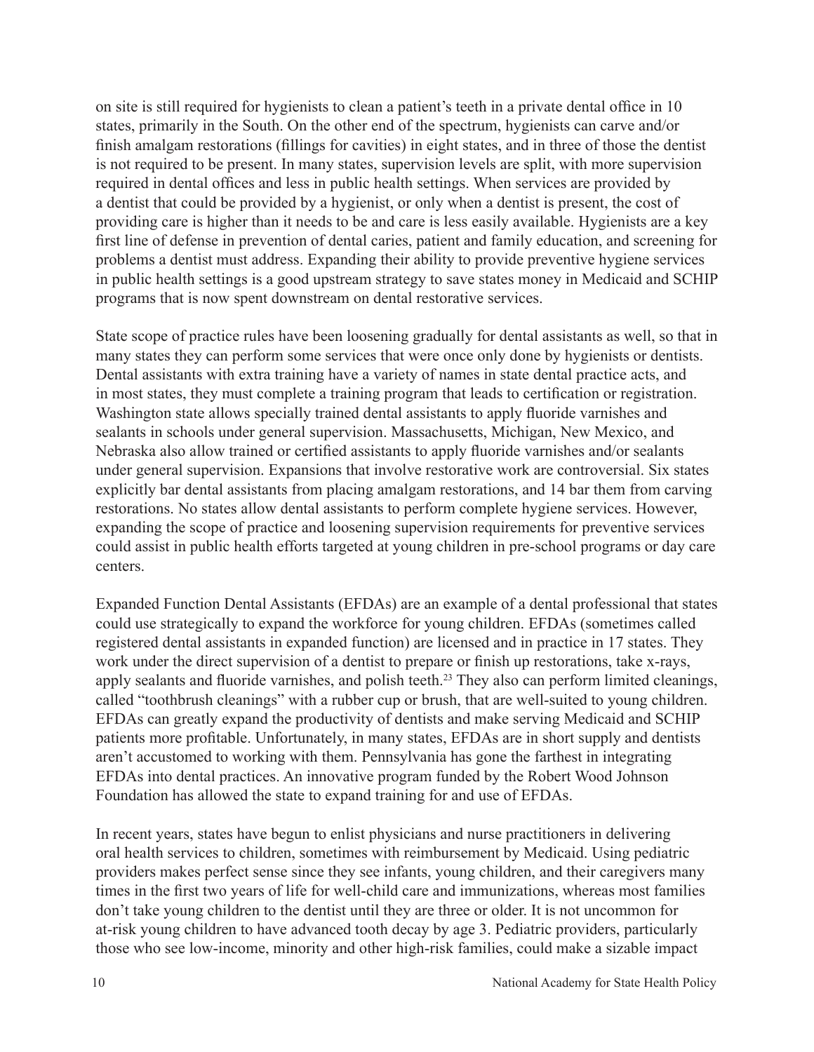on site is still required for hygienists to clean a patient's teeth in a private dental office in 10 states, primarily in the South. On the other end of the spectrum, hygienists can carve and/or finish amalgam restorations (fillings for cavities) in eight states, and in three of those the dentist is not required to be present. In many states, supervision levels are split, with more supervision required in dental offices and less in public health settings. When services are provided by a dentist that could be provided by a hygienist, or only when a dentist is present, the cost of providing care is higher than it needs to be and care is less easily available. Hygienists are a key first line of defense in prevention of dental caries, patient and family education, and screening for problems a dentist must address. Expanding their ability to provide preventive hygiene services in public health settings is a good upstream strategy to save states money in Medicaid and SCHIP programs that is now spent downstream on dental restorative services.

State scope of practice rules have been loosening gradually for dental assistants as well, so that in many states they can perform some services that were once only done by hygienists or dentists. Dental assistants with extra training have a variety of names in state dental practice acts, and in most states, they must complete a training program that leads to certification or registration. Washington state allows specially trained dental assistants to apply fluoride varnishes and sealants in schools under general supervision. Massachusetts, Michigan, New Mexico, and Nebraska also allow trained or certified assistants to apply fluoride varnishes and/or sealants under general supervision. Expansions that involve restorative work are controversial. Six states explicitly bar dental assistants from placing amalgam restorations, and 14 bar them from carving restorations. No states allow dental assistants to perform complete hygiene services. However, expanding the scope of practice and loosening supervision requirements for preventive services could assist in public health efforts targeted at young children in pre-school programs or day care centers.

Expanded Function Dental Assistants (EFDAs) are an example of a dental professional that states could use strategically to expand the workforce for young children. EFDAs (sometimes called registered dental assistants in expanded function) are licensed and in practice in 17 states. They work under the direct supervision of a dentist to prepare or finish up restorations, take x-rays, apply sealants and fluoride varnishes, and polish teeth.[23] They also can perform limited cleanings, called "toothbrush cleanings" with a rubber cup or brush, that are well-suited to young children. EFDAs can greatly expand the productivity of dentists and make serving Medicaid and SCHIP patients more profitable. Unfortunately, in many states, EFDAs are in short supply and dentists aren't accustomed to working with them. Pennsylvania has gone the farthest in integrating EFDAs into dental practices. An innovative program funded by the Robert Wood Johnson Foundation has allowed the state to expand training for and use of EFDAs.

In recent years, states have begun to enlist physicians and nurse practitioners in delivering oral health services to children, sometimes with reimbursement by Medicaid. Using pediatric providers makes perfect sense since they see infants, young children, and their caregivers many times in the first two years of life for well-child care and immunizations, whereas most families don't take young children to the dentist until they are three or older. It is not uncommon for at-risk young children to have advanced tooth decay by age 3. Pediatric providers, particularly those who see low-income, minority and other high-risk families, could make a sizable impact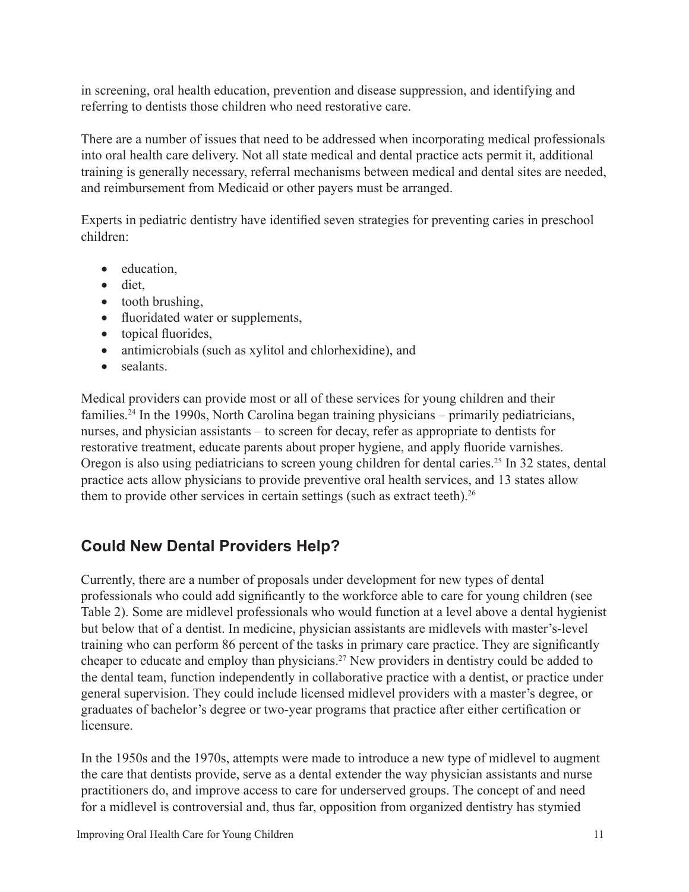in screening, oral health education, prevention and disease suppression, and identifying and referring to dentists those children who need restorative care.

There are a number of issues that need to be addressed when incorporating medical professionals into oral health care delivery. Not all state medical and dental practice acts permit it, additional training is generally necessary, referral mechanisms between medical and dental sites are needed, and reimbursement from Medicaid or other payers must be arranged.

Experts in pediatric dentistry have identified seven strategies for preventing caries in preschool children:

- education,
- diet,
- tooth brushing,
- fluoridated water or supplements,
- topical fluorides,
- antimicrobials (such as xylitol and chlorhexidine), and
- sealants.

Medical providers can provide most or all of these services for young children and their families.[24] In the 1990s, North Carolina began training physicians – primarily pediatricians, nurses, and physician assistants – to screen for decay, refer as appropriate to dentists for restorative treatment, educate parents about proper hygiene, and apply fluoride varnishes. Oregon is also using pediatricians to screen young children for dental caries.[25] In 32 states, dental practice acts allow physicians to provide preventive oral health services, and 13 states allow them to provide other services in certain settings (such as extract teeth).[26]

## Could New Dental Providers Help?

Currently, there are a number of proposals under development for new types of dental professionals who could add significantly to the workforce able to care for young children (see Table 2). Some are midlevel professionals who would function at a level above a dental hygienist but below that of a dentist. In medicine, physician assistants are midlevels with master's-level training who can perform 86 percent of the tasks in primary care practice. They are significantly cheaper to educate and employ than physicians.[27] New providers in dentistry could be added to the dental team, function independently in collaborative practice with a dentist, or practice under general supervision. They could include licensed midlevel providers with a master's degree, or graduates of bachelor's degree or two-year programs that practice after either certification or licensure.

In the 1950s and the 1970s, attempts were made to introduce a new type of midlevel to augment the care that dentists provide, serve as a dental extender the way physician assistants and nurse practitioners do, and improve access to care for underserved groups. The concept of and need for a midlevel is controversial and, thus far, opposition from organized dentistry has stymied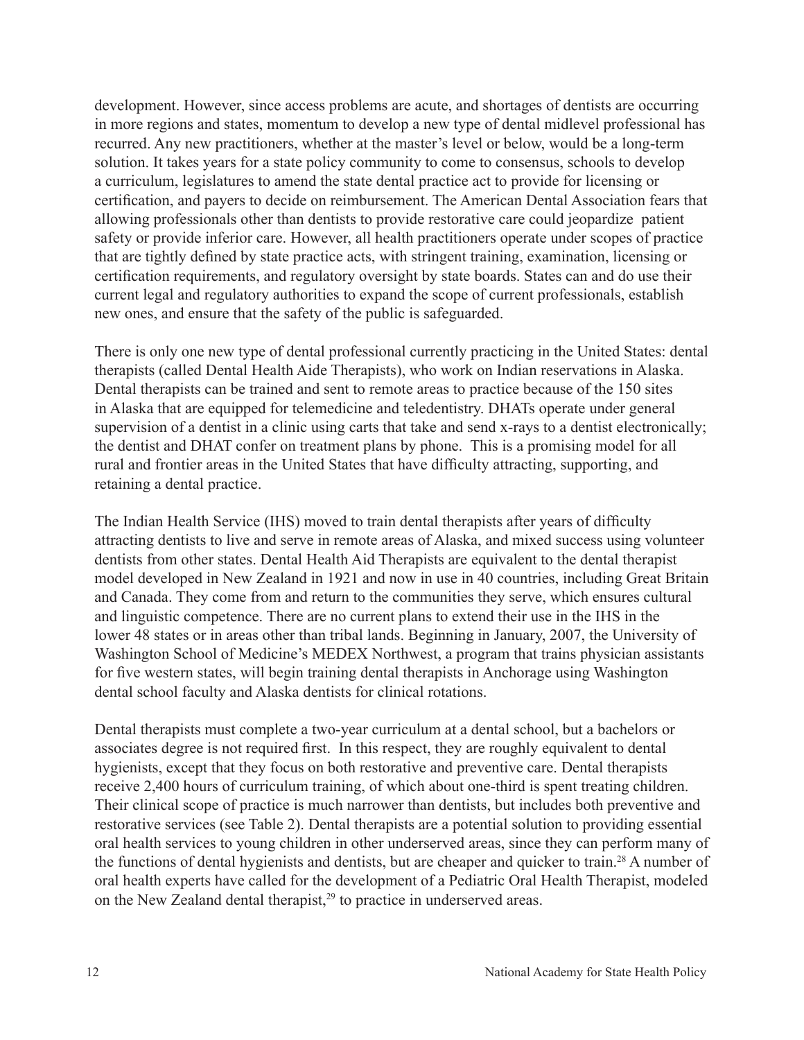development. However, since access problems are acute, and shortages of dentists are occurring in more regions and states, momentum to develop a new type of dental midlevel professional has recurred. Any new practitioners, whether at the master's level or below, would be a long-term solution. It takes years for a state policy community to come to consensus, schools to develop a curriculum, legislatures to amend the state dental practice act to provide for licensing or certification, and payers to decide on reimbursement. The American Dental Association fears that allowing professionals other than dentists to provide restorative care could jeopardize patient safety or provide inferior care. However, all health practitioners operate under scopes of practice that are tightly defined by state practice acts, with stringent training, examination, licensing or certification requirements, and regulatory oversight by state boards. States can and do use their current legal and regulatory authorities to expand the scope of current professionals, establish new ones, and ensure that the safety of the public is safeguarded.

There is only one new type of dental professional currently practicing in the United States: dental therapists (called Dental Health Aide Therapists), who work on Indian reservations in Alaska. Dental therapists can be trained and sent to remote areas to practice because of the 150 sites in Alaska that are equipped for telemedicine and teledentistry. DHATs operate under general supervision of a dentist in a clinic using carts that take and send x-rays to a dentist electronically; the dentist and DHAT confer on treatment plans by phone. This is a promising model for all rural and frontier areas in the United States that have difficulty attracting, supporting, and retaining a dental practice.

The Indian Health Service (IHS) moved to train dental therapists after years of difficulty attracting dentists to live and serve in remote areas of Alaska, and mixed success using volunteer dentists from other states. Dental Health Aid Therapists are equivalent to the dental therapist model developed in New Zealand in 1921 and now in use in 40 countries, including Great Britain and Canada. They come from and return to the communities they serve, which ensures cultural and linguistic competence. There are no current plans to extend their use in the IHS in the lower 48 states or in areas other than tribal lands. Beginning in January, 2007, the University of Washington School of Medicine's MEDEX Northwest, a program that trains physician assistants for five western states, will begin training dental therapists in Anchorage using Washington dental school faculty and Alaska dentists for clinical rotations.

Dental therapists must complete a two-year curriculum at a dental school, but a bachelors or associates degree is not required first. In this respect, they are roughly equivalent to dental hygienists, except that they focus on both restorative and preventive care. Dental therapists receive 2,400 hours of curriculum training, of which about one-third is spent treating children. Their clinical scope of practice is much narrower than dentists, but includes both preventive and restorative services (see Table 2). Dental therapists are a potential solution to providing essential oral health services to young children in other underserved areas, since they can perform many of the functions of dental hygienists and dentists, but are cheaper and quicker to train.[28] A number of oral health experts have called for the development of a Pediatric Oral Health Therapist, modeled on the New Zealand dental therapist,[29] to practice in underserved areas.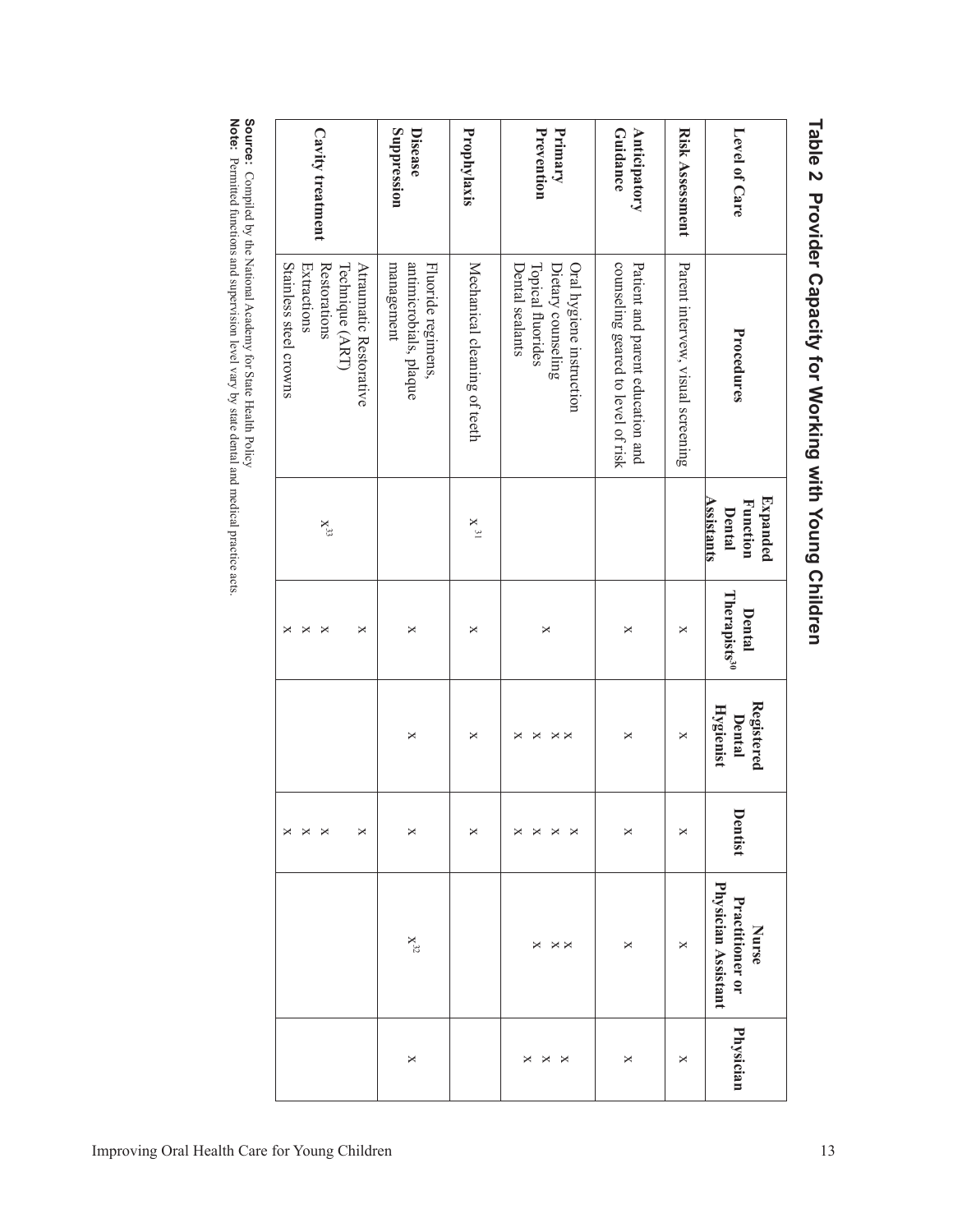## Table 2 Provider Capacity for Working with Young Children

| Level of Care | Procedures | Expanded Function Dental Assistants | Dental Therapists[30] | Registered Dental Hygienist | Dentist | Nurse Practitioner or Physician Assistant | Physician |
|---|---|---|---|---|---|---|---|
| **Risk Assessment** | Parent interview, visual screening | | x | x | x | x | x |
| **Anticipatory Guidance** | Patient and parent education and counseling geared to level of risk | | x | x | x | x | x |
| **Primary Prevention** | Oral hygiene instruction | | | x | x | x | x |
| | Dietary counseling | | | x | x | x | x |
| | Topical fluorides | | x | x | x | x | x |
| | Dental sealants | | | x | x | | |
| **Prophylaxis** | Mechanical cleaning of teeth | x[31] | x | x | x | | |
| **Disease Suppression** | Fluoride regimens, antimicrobials, plaque management | | x | x | x | x[32] | x |
| **Cavity treatment** | Atraumatic Restorative Technique (ART) | | x | | x | | |
| | Restorations | x[33] | x | | x | | |
| | Extractions | | x | | x | | |
| | Stainless steel crowns | | x | | x | | |

**Source:** Compiled by the National Academy for State Health Policy

**Note:** Permitted functions and supervision level vary by state dental and medical practice acts.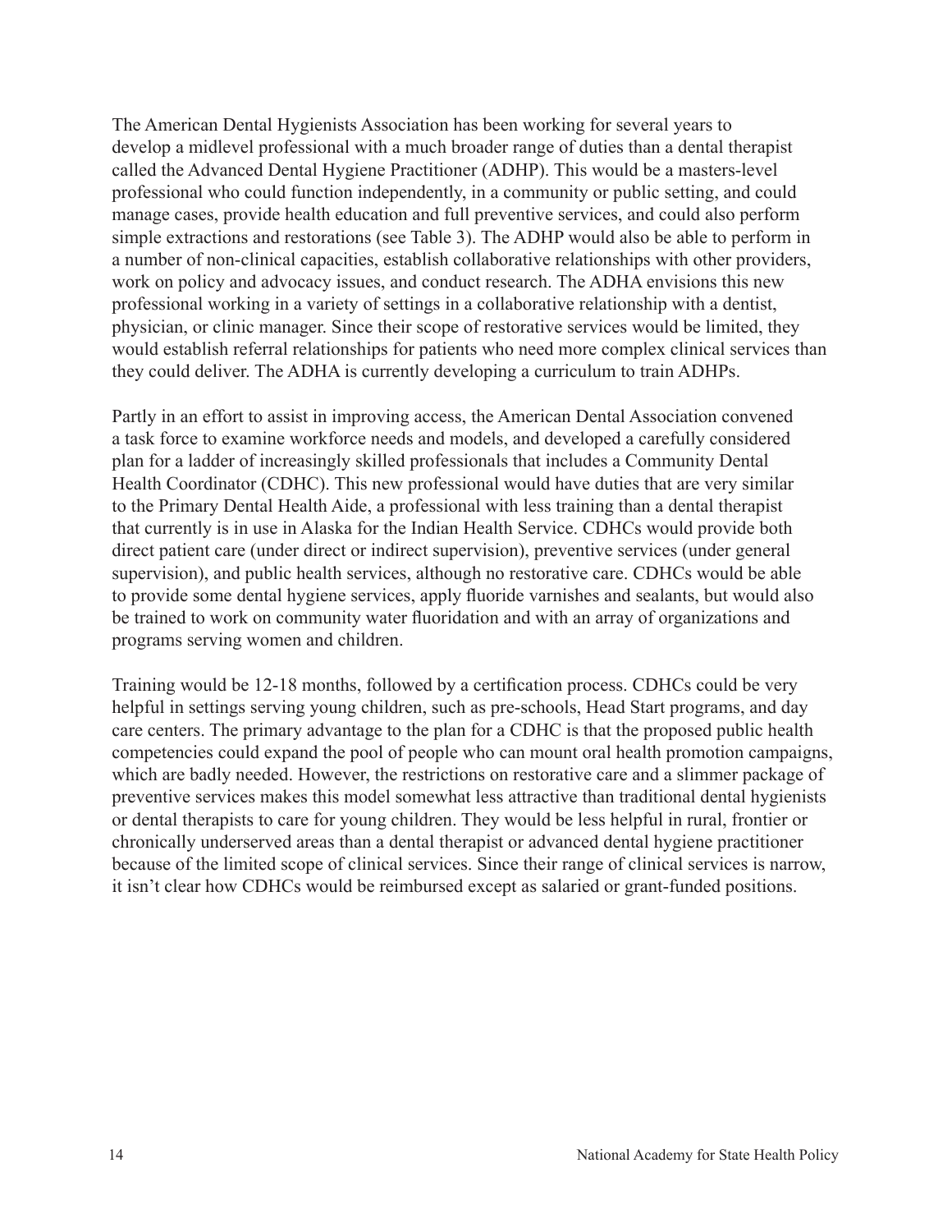The American Dental Hygienists Association has been working for several years to develop a midlevel professional with a much broader range of duties than a dental therapist called the Advanced Dental Hygiene Practitioner (ADHP). This would be a masters-level professional who could function independently, in a community or public setting, and could manage cases, provide health education and full preventive services, and could also perform simple extractions and restorations (see Table 3). The ADHP would also be able to perform in a number of non-clinical capacities, establish collaborative relationships with other providers, work on policy and advocacy issues, and conduct research. The ADHA envisions this new professional working in a variety of settings in a collaborative relationship with a dentist, physician, or clinic manager. Since their scope of restorative services would be limited, they would establish referral relationships for patients who need more complex clinical services than they could deliver. The ADHA is currently developing a curriculum to train ADHPs.

Partly in an effort to assist in improving access, the American Dental Association convened a task force to examine workforce needs and models, and developed a carefully considered plan for a ladder of increasingly skilled professionals that includes a Community Dental Health Coordinator (CDHC). This new professional would have duties that are very similar to the Primary Dental Health Aide, a professional with less training than a dental therapist that currently is in use in Alaska for the Indian Health Service. CDHCs would provide both direct patient care (under direct or indirect supervision), preventive services (under general supervision), and public health services, although no restorative care. CDHCs would be able to provide some dental hygiene services, apply fluoride varnishes and sealants, but would also be trained to work on community water fluoridation and with an array of organizations and programs serving women and children.

Training would be 12-18 months, followed by a certification process. CDHCs could be very helpful in settings serving young children, such as pre-schools, Head Start programs, and day care centers. The primary advantage to the plan for a CDHC is that the proposed public health competencies could expand the pool of people who can mount oral health promotion campaigns, which are badly needed. However, the restrictions on restorative care and a slimmer package of preventive services makes this model somewhat less attractive than traditional dental hygienists or dental therapists to care for young children. They would be less helpful in rural, frontier or chronically underserved areas than a dental therapist or advanced dental hygiene practitioner because of the limited scope of clinical services. Since their range of clinical services is narrow, it isn't clear how CDHCs would be reimbursed except as salaried or grant-funded positions.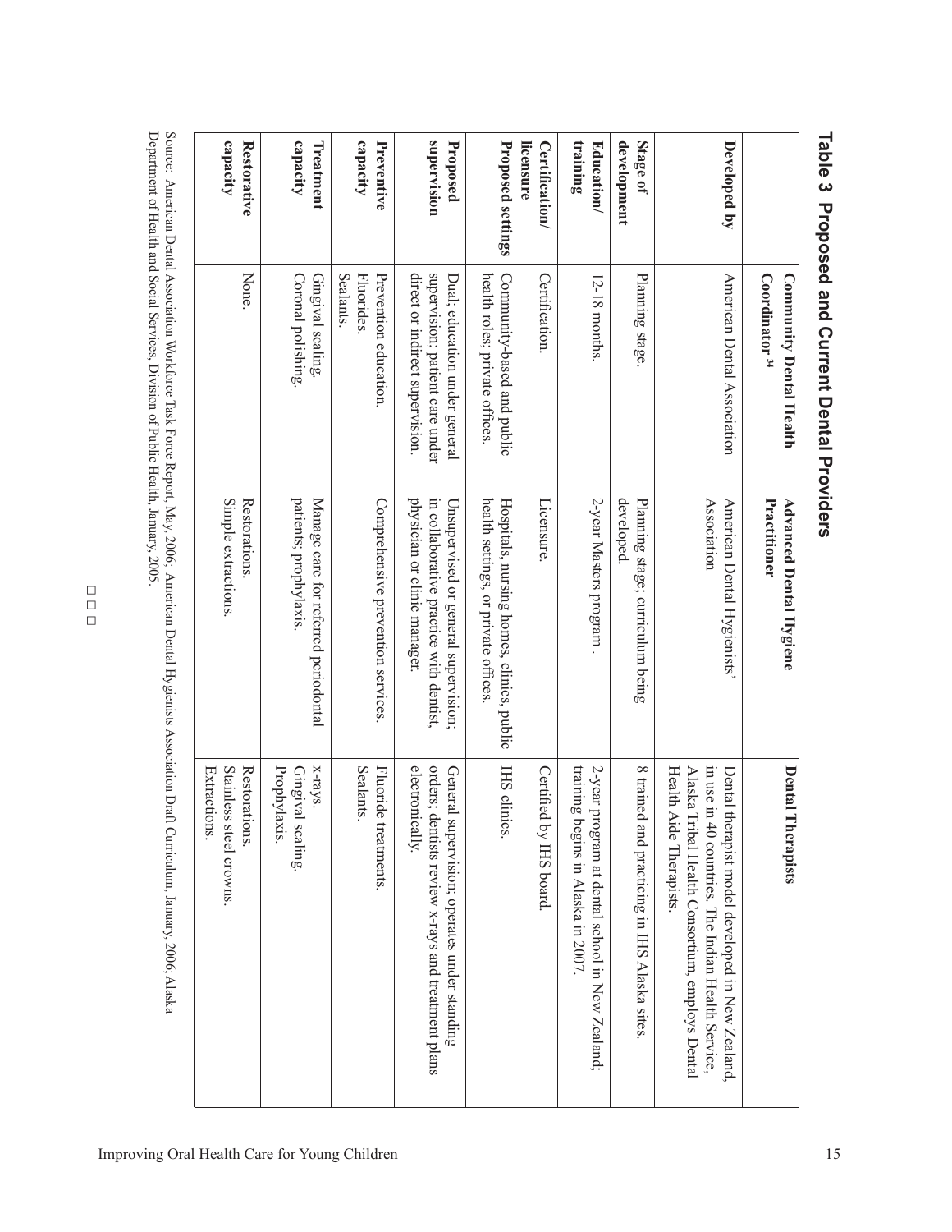## Table 3 Proposed and Current Dental Providers

| | Community Dental Health Coordinator [34] | Advanced Dental Hygiene Practitioner | Dental Therapists |
|---|---|---|---|
| **Developed by** | American Dental Association | American Dental Hygienists' Association | Dental therapist model developed in New Zealand, in use in 40 countries. The Indian Health Service, Alaska Tribal Health Consortium, employs Dental Health Aide Therapists. |
| **Stage of development** | Planning stage. | Planning stage; curriculum being developed. | 8 trained and practicing in IHS Alaska sites. |
| **Education/ training** | 12-18 months. | 2-year Masters program . | 2-year program at dental school in New Zealand; training begins in Alaska in 2007. |
| **Certification/ licensure** | Certification. | Licensure. | Certified by IHS board. |
| **Proposed settings** | Community-based and public health roles; private offices. | Hospitals, nursing homes, clinics, public health settings, or private offices. | IHS clinics. |
| **Proposed supervision** | Dual; education under general supervision; patient care under direct or indirect supervision. | Unsupervised or general supervision; in collaborative practice with dentist, physician or clinic manager. | General supervision; operates under standing orders; dentists review x-rays and treatment plans electronically. |
| **Preventive capacity** | Prevention education. Fluorides. Sealants. | Comprehensive prevention services. | Fluoride treatments. Sealants. |
| **Treatment capacity** | Gingival scaling. Coronal polishing. | Manage care for referred periodontal patients; prophylaxis. | x-rays. Gingival scaling. Prophylaxis. |
| **Restorative capacity** | None. | Restorations. Simple extractions. | Restorations. Stainless steel crowns. Extractions. |

Source: American Dental Association Workforce Task Force Report, May, 2006; American Dental Hygienists Association Draft Curriculum, January, 2006; Alaska Department of Health and Social Services, Division of Public Health, January, 2005.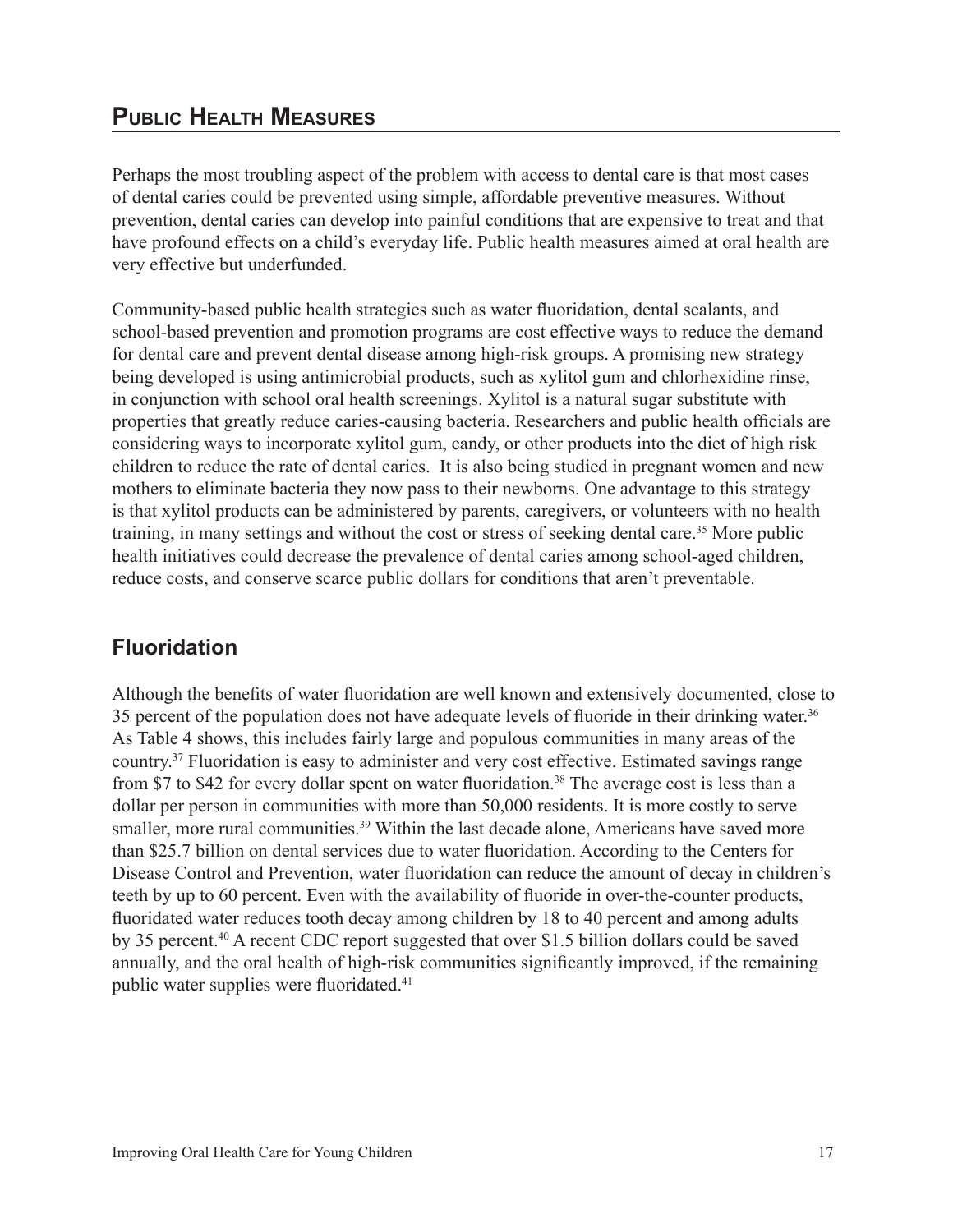## Public Health Measures

Perhaps the most troubling aspect of the problem with access to dental care is that most cases of dental caries could be prevented using simple, affordable preventive measures. Without prevention, dental caries can develop into painful conditions that are expensive to treat and that have profound effects on a child's everyday life. Public health measures aimed at oral health are very effective but underfunded.

Community-based public health strategies such as water fluoridation, dental sealants, and school-based prevention and promotion programs are cost effective ways to reduce the demand for dental care and prevent dental disease among high-risk groups. A promising new strategy being developed is using antimicrobial products, such as xylitol gum and chlorhexidine rinse, in conjunction with school oral health screenings. Xylitol is a natural sugar substitute with properties that greatly reduce caries-causing bacteria. Researchers and public health officials are considering ways to incorporate xylitol gum, candy, or other products into the diet of high risk children to reduce the rate of dental caries. It is also being studied in pregnant women and new mothers to eliminate bacteria they now pass to their newborns. One advantage to this strategy is that xylitol products can be administered by parents, caregivers, or volunteers with no health training, in many settings and without the cost or stress of seeking dental care.[35] More public health initiatives could decrease the prevalence of dental caries among school-aged children, reduce costs, and conserve scarce public dollars for conditions that aren't preventable.

### Fluoridation

Although the benefits of water fluoridation are well known and extensively documented, close to 35 percent of the population does not have adequate levels of fluoride in their drinking water.[36] As Table 4 shows, this includes fairly large and populous communities in many areas of the country.[37] Fluoridation is easy to administer and very cost effective. Estimated savings range from $7 to $42 for every dollar spent on water fluoridation.[38] The average cost is less than a dollar per person in communities with more than 50,000 residents. It is more costly to serve smaller, more rural communities.[39] Within the last decade alone, Americans have saved more than $25.7 billion on dental services due to water fluoridation. According to the Centers for Disease Control and Prevention, water fluoridation can reduce the amount of decay in children's teeth by up to 60 percent. Even with the availability of fluoride in over-the-counter products, fluoridated water reduces tooth decay among children by 18 to 40 percent and among adults by 35 percent.[40] A recent CDC report suggested that over $1.5 billion dollars could be saved annually, and the oral health of high-risk communities significantly improved, if the remaining public water supplies were fluoridated.[41]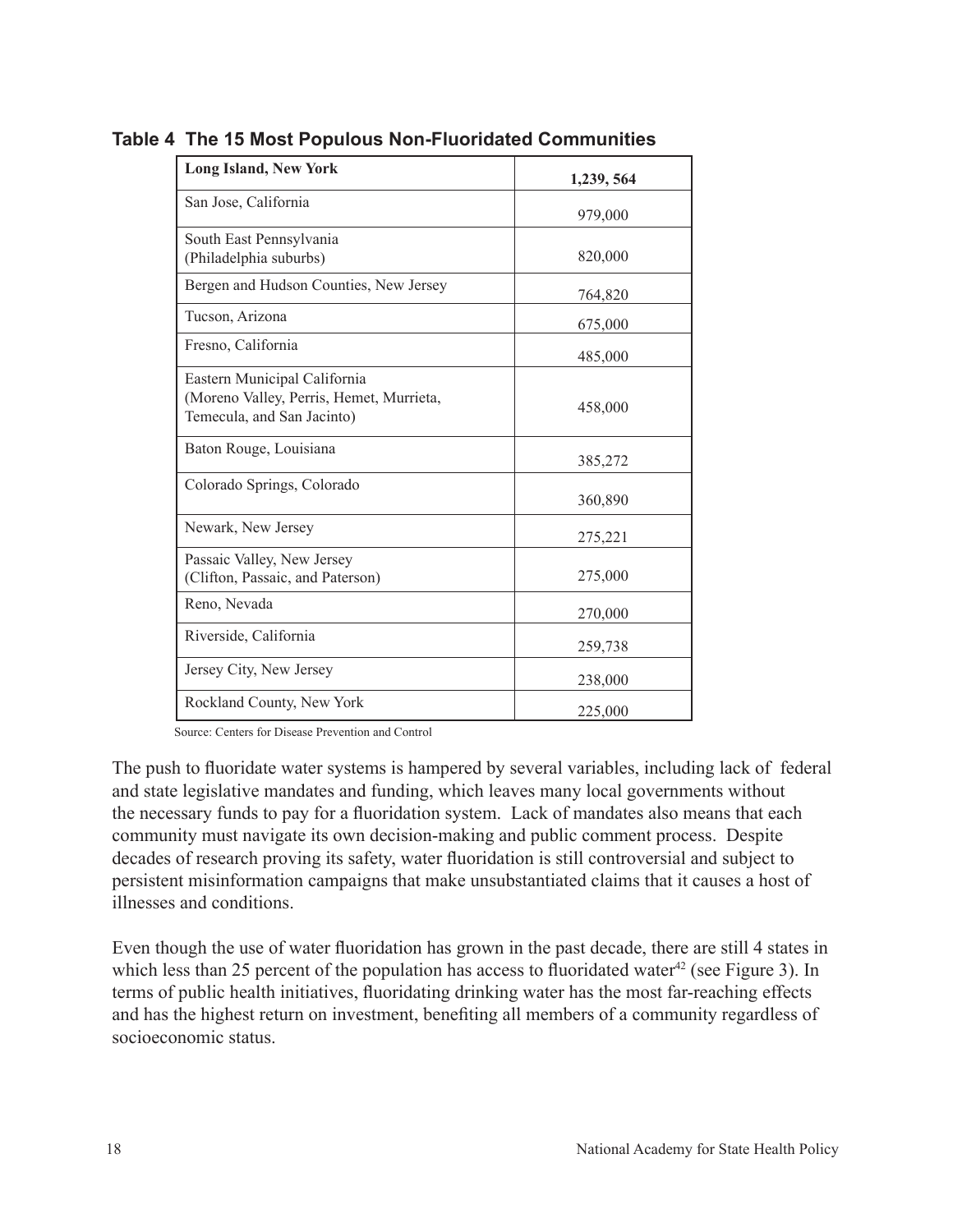**Table 4 The 15 Most Populous Non-Fluoridated Communities**

| **Long Island, New York** | **1,239, 564** |
|---|---|
| San Jose, California | 979,000 |
| South East Pennsylvania (Philadelphia suburbs) | 820,000 |
| Bergen and Hudson Counties, New Jersey | 764,820 |
| Tucson, Arizona | 675,000 |
| Fresno, California | 485,000 |
| Eastern Municipal California (Moreno Valley, Perris, Hemet, Murrieta, Temecula, and San Jacinto) | 458,000 |
| Baton Rouge, Louisiana | 385,272 |
| Colorado Springs, Colorado | 360,890 |
| Newark, New Jersey | 275,221 |
| Passaic Valley, New Jersey (Clifton, Passaic, and Paterson) | 275,000 |
| Reno, Nevada | 270,000 |
| Riverside, California | 259,738 |
| Jersey City, New Jersey | 238,000 |
| Rockland County, New York | 225,000 |

Source: Centers for Disease Prevention and Control

The push to fluoridate water systems is hampered by several variables, including lack of federal and state legislative mandates and funding, which leaves many local governments without the necessary funds to pay for a fluoridation system. Lack of mandates also means that each community must navigate its own decision-making and public comment process. Despite decades of research proving its safety, water fluoridation is still controversial and subject to persistent misinformation campaigns that make unsubstantiated claims that it causes a host of illnesses and conditions.

Even though the use of water fluoridation has grown in the past decade, there are still 4 states in which less than 25 percent of the population has access to fluoridated water[42] (see Figure 3). In terms of public health initiatives, fluoridating drinking water has the most far-reaching effects and has the highest return on investment, benefiting all members of a community regardless of socioeconomic status.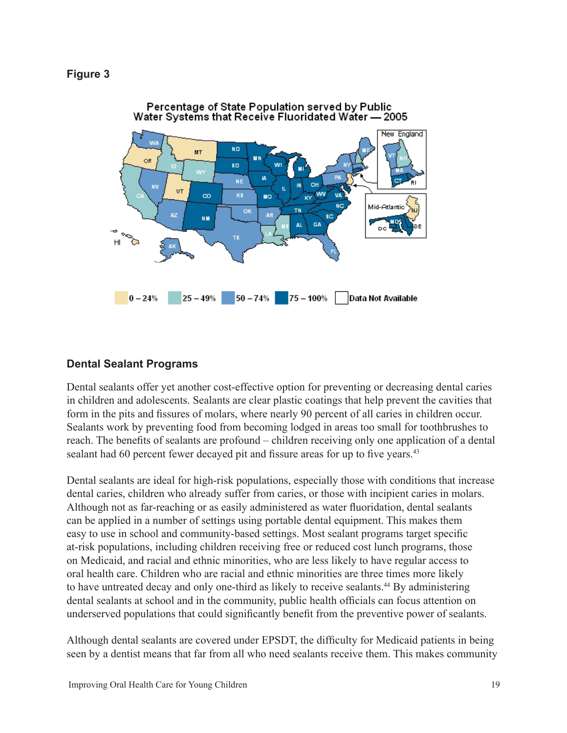**Figure 3**

Percentage of State Population served by Public Water Systems that Receive Fluoridated Water — 2005

## Dental Sealant Programs

Dental sealants offer yet another cost-effective option for preventing or decreasing dental caries in children and adolescents. Sealants are clear plastic coatings that help prevent the cavities that form in the pits and fissures of molars, where nearly 90 percent of all caries in children occur. Sealants work by preventing food from becoming lodged in areas too small for toothbrushes to reach. The benefits of sealants are profound – children receiving only one application of a dental sealant had 60 percent fewer decayed pit and fissure areas for up to five years.[43]

Dental sealants are ideal for high-risk populations, especially those with conditions that increase dental caries, children who already suffer from caries, or those with incipient caries in molars. Although not as far-reaching or as easily administered as water fluoridation, dental sealants can be applied in a number of settings using portable dental equipment. This makes them easy to use in school and community-based settings. Most sealant programs target specific at-risk populations, including children receiving free or reduced cost lunch programs, those on Medicaid, and racial and ethnic minorities, who are less likely to have regular access to oral health care. Children who are racial and ethnic minorities are three times more likely to have untreated decay and only one-third as likely to receive sealants.[44] By administering dental sealants at school and in the community, public health officials can focus attention on underserved populations that could significantly benefit from the preventive power of sealants.

Although dental sealants are covered under EPSDT, the difficulty for Medicaid patients in being seen by a dentist means that far from all who need sealants receive them. This makes community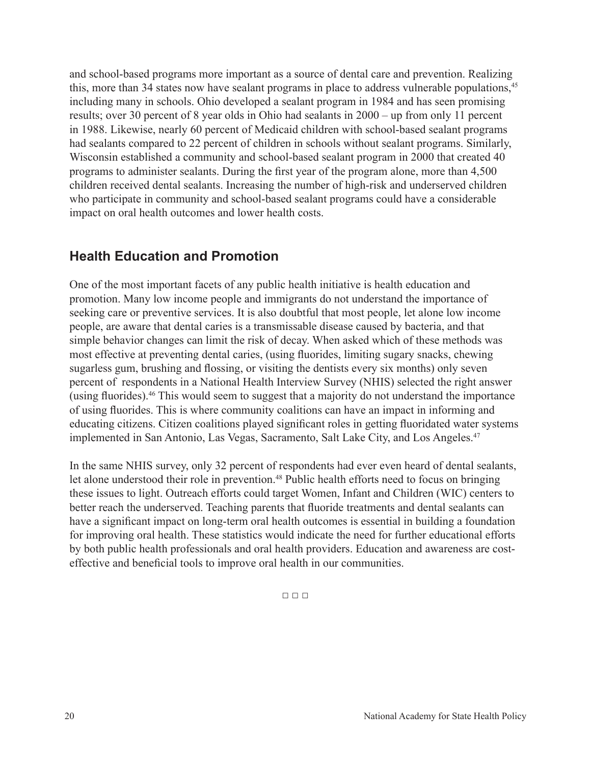and school-based programs more important as a source of dental care and prevention. Realizing this, more than 34 states now have sealant programs in place to address vulnerable populations,[45] including many in schools. Ohio developed a sealant program in 1984 and has seen promising results; over 30 percent of 8 year olds in Ohio had sealants in 2000 – up from only 11 percent in 1988. Likewise, nearly 60 percent of Medicaid children with school-based sealant programs had sealants compared to 22 percent of children in schools without sealant programs. Similarly, Wisconsin established a community and school-based sealant program in 2000 that created 40 programs to administer sealants. During the first year of the program alone, more than 4,500 children received dental sealants. Increasing the number of high-risk and underserved children who participate in community and school-based sealant programs could have a considerable impact on oral health outcomes and lower health costs.

## Health Education and Promotion

One of the most important facets of any public health initiative is health education and promotion. Many low income people and immigrants do not understand the importance of seeking care or preventive services. It is also doubtful that most people, let alone low income people, are aware that dental caries is a transmissable disease caused by bacteria, and that simple behavior changes can limit the risk of decay. When asked which of these methods was most effective at preventing dental caries, (using fluorides, limiting sugary snacks, chewing sugarless gum, brushing and flossing, or visiting the dentists every six months) only seven percent of respondents in a National Health Interview Survey (NHIS) selected the right answer (using fluorides).[46] This would seem to suggest that a majority do not understand the importance of using fluorides. This is where community coalitions can have an impact in informing and educating citizens. Citizen coalitions played significant roles in getting fluoridated water systems implemented in San Antonio, Las Vegas, Sacramento, Salt Lake City, and Los Angeles.[47]

In the same NHIS survey, only 32 percent of respondents had ever even heard of dental sealants, let alone understood their role in prevention.[48] Public health efforts need to focus on bringing these issues to light. Outreach efforts could target Women, Infant and Children (WIC) centers to better reach the underserved. Teaching parents that fluoride treatments and dental sealants can have a significant impact on long-term oral health outcomes is essential in building a foundation for improving oral health. These statistics would indicate the need for further educational efforts by both public health professionals and oral health providers. Education and awareness are cost-effective and beneficial tools to improve oral health in our communities.

□ □ □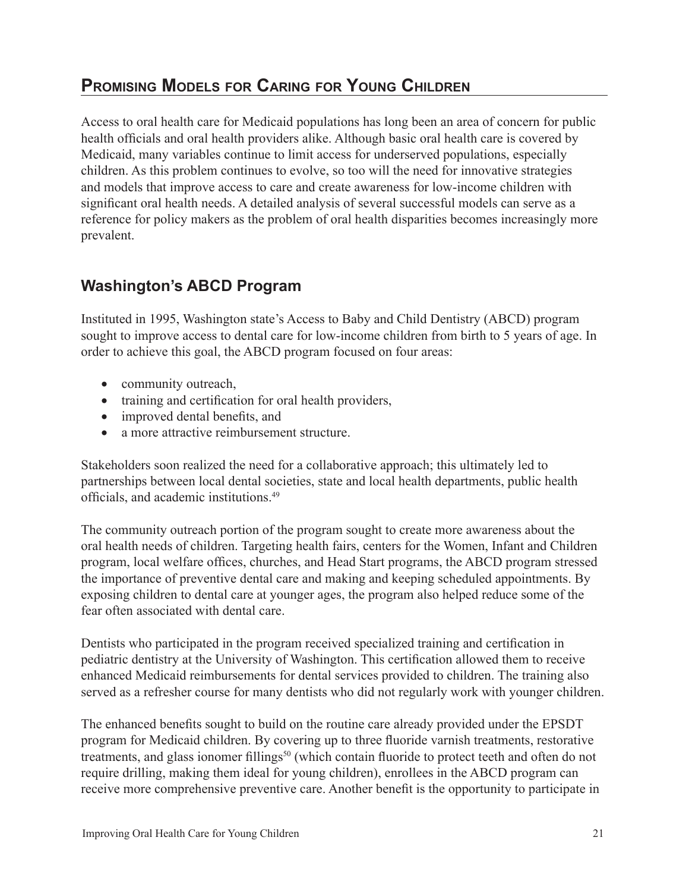## Promising Models for Caring for Young Children

Access to oral health care for Medicaid populations has long been an area of concern for public health officials and oral health providers alike. Although basic oral health care is covered by Medicaid, many variables continue to limit access for underserved populations, especially children. As this problem continues to evolve, so too will the need for innovative strategies and models that improve access to care and create awareness for low-income children with significant oral health needs. A detailed analysis of several successful models can serve as a reference for policy makers as the problem of oral health disparities becomes increasingly more prevalent.

### Washington's ABCD Program

Instituted in 1995, Washington state's Access to Baby and Child Dentistry (ABCD) program sought to improve access to dental care for low-income children from birth to 5 years of age. In order to achieve this goal, the ABCD program focused on four areas:

- community outreach,
- training and certification for oral health providers,
- improved dental benefits, and
- a more attractive reimbursement structure.

Stakeholders soon realized the need for a collaborative approach; this ultimately led to partnerships between local dental societies, state and local health departments, public health officials, and academic institutions.[49]

The community outreach portion of the program sought to create more awareness about the oral health needs of children. Targeting health fairs, centers for the Women, Infant and Children program, local welfare offices, churches, and Head Start programs, the ABCD program stressed the importance of preventive dental care and making and keeping scheduled appointments. By exposing children to dental care at younger ages, the program also helped reduce some of the fear often associated with dental care.

Dentists who participated in the program received specialized training and certification in pediatric dentistry at the University of Washington. This certification allowed them to receive enhanced Medicaid reimbursements for dental services provided to children. The training also served as a refresher course for many dentists who did not regularly work with younger children.

The enhanced benefits sought to build on the routine care already provided under the EPSDT program for Medicaid children. By covering up to three fluoride varnish treatments, restorative treatments, and glass ionomer fillings[50] (which contain fluoride to protect teeth and often do not require drilling, making them ideal for young children), enrollees in the ABCD program can receive more comprehensive preventive care. Another benefit is the opportunity to participate in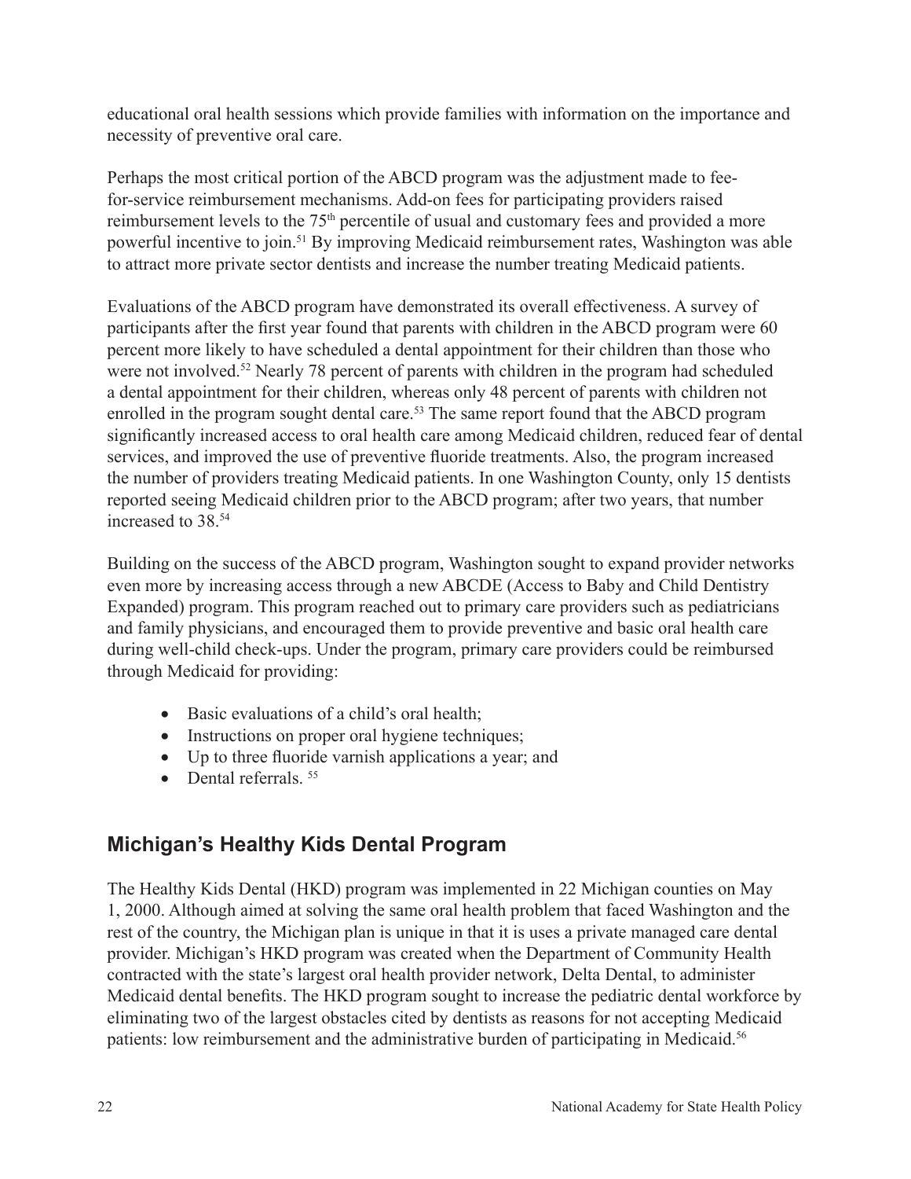educational oral health sessions which provide families with information on the importance and necessity of preventive oral care.

Perhaps the most critical portion of the ABCD program was the adjustment made to fee-for-service reimbursement mechanisms. Add-on fees for participating providers raised reimbursement levels to the 75th percentile of usual and customary fees and provided a more powerful incentive to join.[51] By improving Medicaid reimbursement rates, Washington was able to attract more private sector dentists and increase the number treating Medicaid patients.

Evaluations of the ABCD program have demonstrated its overall effectiveness. A survey of participants after the first year found that parents with children in the ABCD program were 60 percent more likely to have scheduled a dental appointment for their children than those who were not involved.[52] Nearly 78 percent of parents with children in the program had scheduled a dental appointment for their children, whereas only 48 percent of parents with children not enrolled in the program sought dental care.[53] The same report found that the ABCD program significantly increased access to oral health care among Medicaid children, reduced fear of dental services, and improved the use of preventive fluoride treatments. Also, the program increased the number of providers treating Medicaid patients. In one Washington County, only 15 dentists reported seeing Medicaid children prior to the ABCD program; after two years, that number increased to 38.[54]

Building on the success of the ABCD program, Washington sought to expand provider networks even more by increasing access through a new ABCDE (Access to Baby and Child Dentistry Expanded) program. This program reached out to primary care providers such as pediatricians and family physicians, and encouraged them to provide preventive and basic oral health care during well-child check-ups. Under the program, primary care providers could be reimbursed through Medicaid for providing:

- Basic evaluations of a child's oral health;
- Instructions on proper oral hygiene techniques;
- Up to three fluoride varnish applications a year; and
- Dental referrals. [55]

## Michigan's Healthy Kids Dental Program

The Healthy Kids Dental (HKD) program was implemented in 22 Michigan counties on May 1, 2000. Although aimed at solving the same oral health problem that faced Washington and the rest of the country, the Michigan plan is unique in that it is uses a private managed care dental provider. Michigan's HKD program was created when the Department of Community Health contracted with the state's largest oral health provider network, Delta Dental, to administer Medicaid dental benefits. The HKD program sought to increase the pediatric dental workforce by eliminating two of the largest obstacles cited by dentists as reasons for not accepting Medicaid patients: low reimbursement and the administrative burden of participating in Medicaid.[56]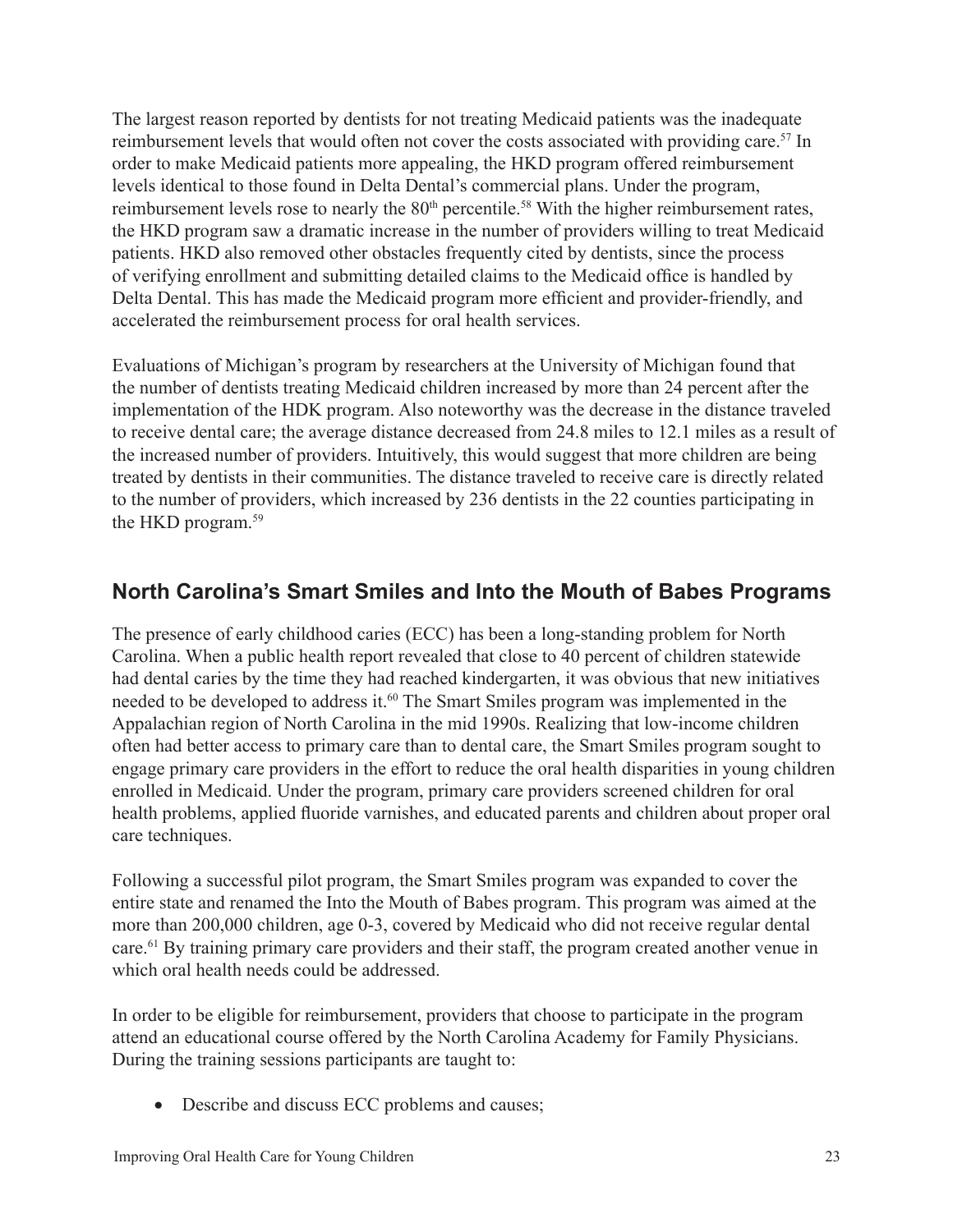The largest reason reported by dentists for not treating Medicaid patients was the inadequate reimbursement levels that would often not cover the costs associated with providing care.[57] In order to make Medicaid patients more appealing, the HKD program offered reimbursement levels identical to those found in Delta Dental's commercial plans. Under the program, reimbursement levels rose to nearly the 80th percentile.[58] With the higher reimbursement rates, the HKD program saw a dramatic increase in the number of providers willing to treat Medicaid patients. HKD also removed other obstacles frequently cited by dentists, since the process of verifying enrollment and submitting detailed claims to the Medicaid office is handled by Delta Dental. This has made the Medicaid program more efficient and provider-friendly, and accelerated the reimbursement process for oral health services.

Evaluations of Michigan's program by researchers at the University of Michigan found that the number of dentists treating Medicaid children increased by more than 24 percent after the implementation of the HDK program. Also noteworthy was the decrease in the distance traveled to receive dental care; the average distance decreased from 24.8 miles to 12.1 miles as a result of the increased number of providers. Intuitively, this would suggest that more children are being treated by dentists in their communities. The distance traveled to receive care is directly related to the number of providers, which increased by 236 dentists in the 22 counties participating in the HKD program.[59]

## North Carolina's Smart Smiles and Into the Mouth of Babes Programs

The presence of early childhood caries (ECC) has been a long-standing problem for North Carolina. When a public health report revealed that close to 40 percent of children statewide had dental caries by the time they had reached kindergarten, it was obvious that new initiatives needed to be developed to address it.[60] The Smart Smiles program was implemented in the Appalachian region of North Carolina in the mid 1990s. Realizing that low-income children often had better access to primary care than to dental care, the Smart Smiles program sought to engage primary care providers in the effort to reduce the oral health disparities in young children enrolled in Medicaid. Under the program, primary care providers screened children for oral health problems, applied fluoride varnishes, and educated parents and children about proper oral care techniques.

Following a successful pilot program, the Smart Smiles program was expanded to cover the entire state and renamed the Into the Mouth of Babes program. This program was aimed at the more than 200,000 children, age 0-3, covered by Medicaid who did not receive regular dental care.[61] By training primary care providers and their staff, the program created another venue in which oral health needs could be addressed.

In order to be eligible for reimbursement, providers that choose to participate in the program attend an educational course offered by the North Carolina Academy for Family Physicians. During the training sessions participants are taught to:

- Describe and discuss ECC problems and causes;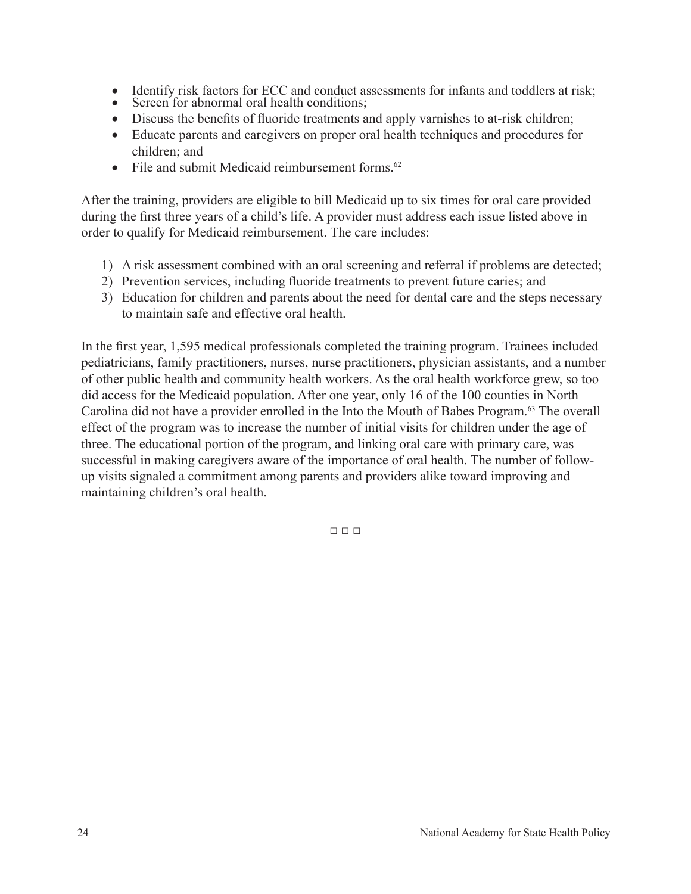- Identify risk factors for ECC and conduct assessments for infants and toddlers at risk;
- Screen for abnormal oral health conditions;
- Discuss the benefits of fluoride treatments and apply varnishes to at-risk children;
- Educate parents and caregivers on proper oral health techniques and procedures for children; and
- File and submit Medicaid reimbursement forms.[62]

After the training, providers are eligible to bill Medicaid up to six times for oral care provided during the first three years of a child's life. A provider must address each issue listed above in order to qualify for Medicaid reimbursement. The care includes:

1) A risk assessment combined with an oral screening and referral if problems are detected;
2) Prevention services, including fluoride treatments to prevent future caries; and
3) Education for children and parents about the need for dental care and the steps necessary to maintain safe and effective oral health.

In the first year, 1,595 medical professionals completed the training program. Trainees included pediatricians, family practitioners, nurses, nurse practitioners, physician assistants, and a number of other public health and community health workers. As the oral health workforce grew, so too did access for the Medicaid population. After one year, only 16 of the 100 counties in North Carolina did not have a provider enrolled in the Into the Mouth of Babes Program.[63] The overall effect of the program was to increase the number of initial visits for children under the age of three. The educational portion of the program, and linking oral care with primary care, was successful in making caregivers aware of the importance of oral health. The number of follow-up visits signaled a commitment among parents and providers alike toward improving and maintaining children's oral health.

□ □ □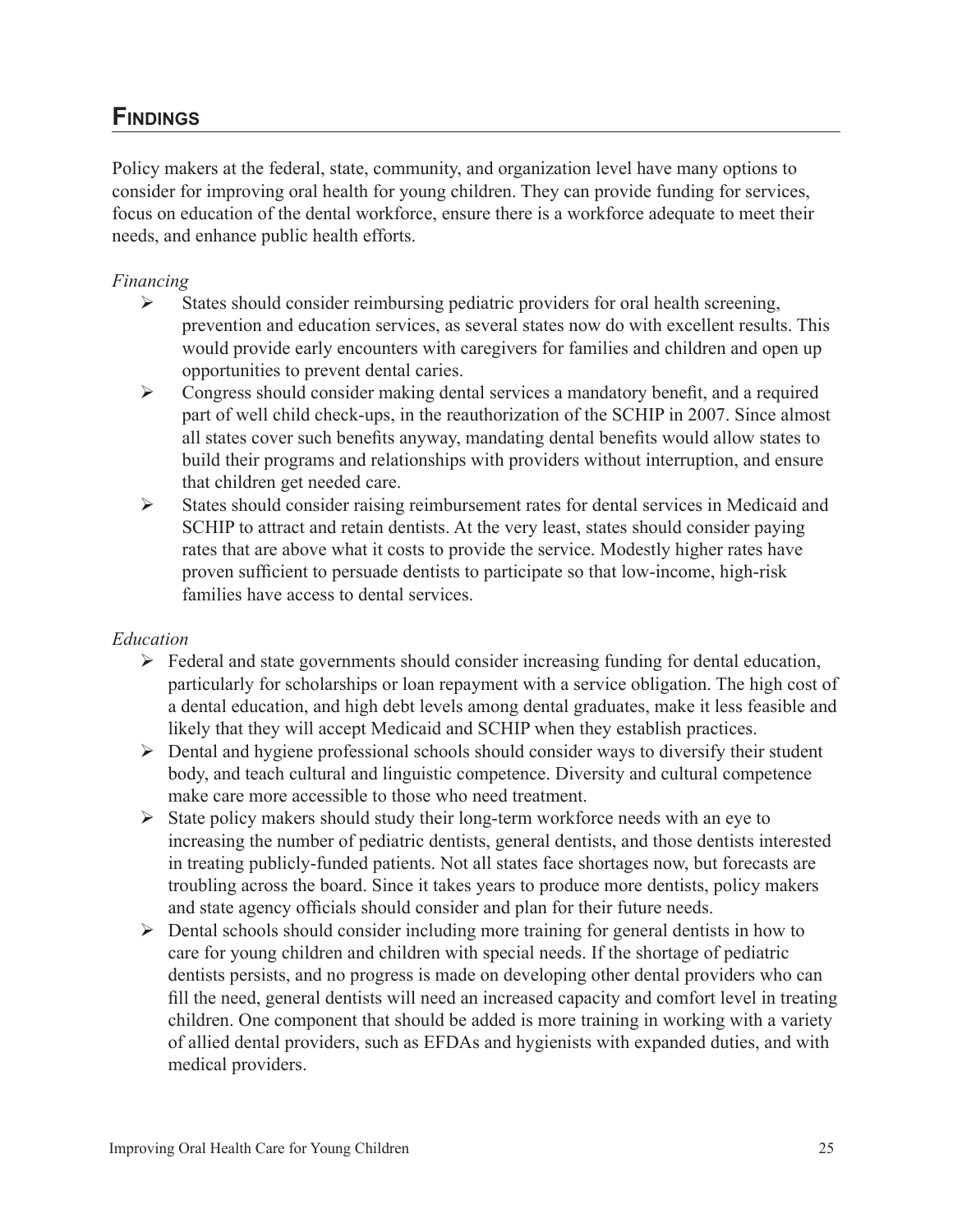## Findings

Policy makers at the federal, state, community, and organization level have many options to consider for improving oral health for young children. They can provide funding for services, focus on education of the dental workforce, ensure there is a workforce adequate to meet their needs, and enhance public health efforts.

*Financing*

- States should consider reimbursing pediatric providers for oral health screening, prevention and education services, as several states now do with excellent results. This would provide early encounters with caregivers for families and children and open up opportunities to prevent dental caries.
- Congress should consider making dental services a mandatory benefit, and a required part of well child check-ups, in the reauthorization of the SCHIP in 2007. Since almost all states cover such benefits anyway, mandating dental benefits would allow states to build their programs and relationships with providers without interruption, and ensure that children get needed care.
- States should consider raising reimbursement rates for dental services in Medicaid and SCHIP to attract and retain dentists. At the very least, states should consider paying rates that are above what it costs to provide the service. Modestly higher rates have proven sufficient to persuade dentists to participate so that low-income, high-risk families have access to dental services.

*Education*

- Federal and state governments should consider increasing funding for dental education, particularly for scholarships or loan repayment with a service obligation. The high cost of a dental education, and high debt levels among dental graduates, make it less feasible and likely that they will accept Medicaid and SCHIP when they establish practices.
- Dental and hygiene professional schools should consider ways to diversify their student body, and teach cultural and linguistic competence. Diversity and cultural competence make care more accessible to those who need treatment.
- State policy makers should study their long-term workforce needs with an eye to increasing the number of pediatric dentists, general dentists, and those dentists interested in treating publicly-funded patients. Not all states face shortages now, but forecasts are troubling across the board. Since it takes years to produce more dentists, policy makers and state agency officials should consider and plan for their future needs.
- Dental schools should consider including more training for general dentists in how to care for young children and children with special needs. If the shortage of pediatric dentists persists, and no progress is made on developing other dental providers who can fill the need, general dentists will need an increased capacity and comfort level in treating children. One component that should be added is more training in working with a variety of allied dental providers, such as EFDAs and hygienists with expanded duties, and with medical providers.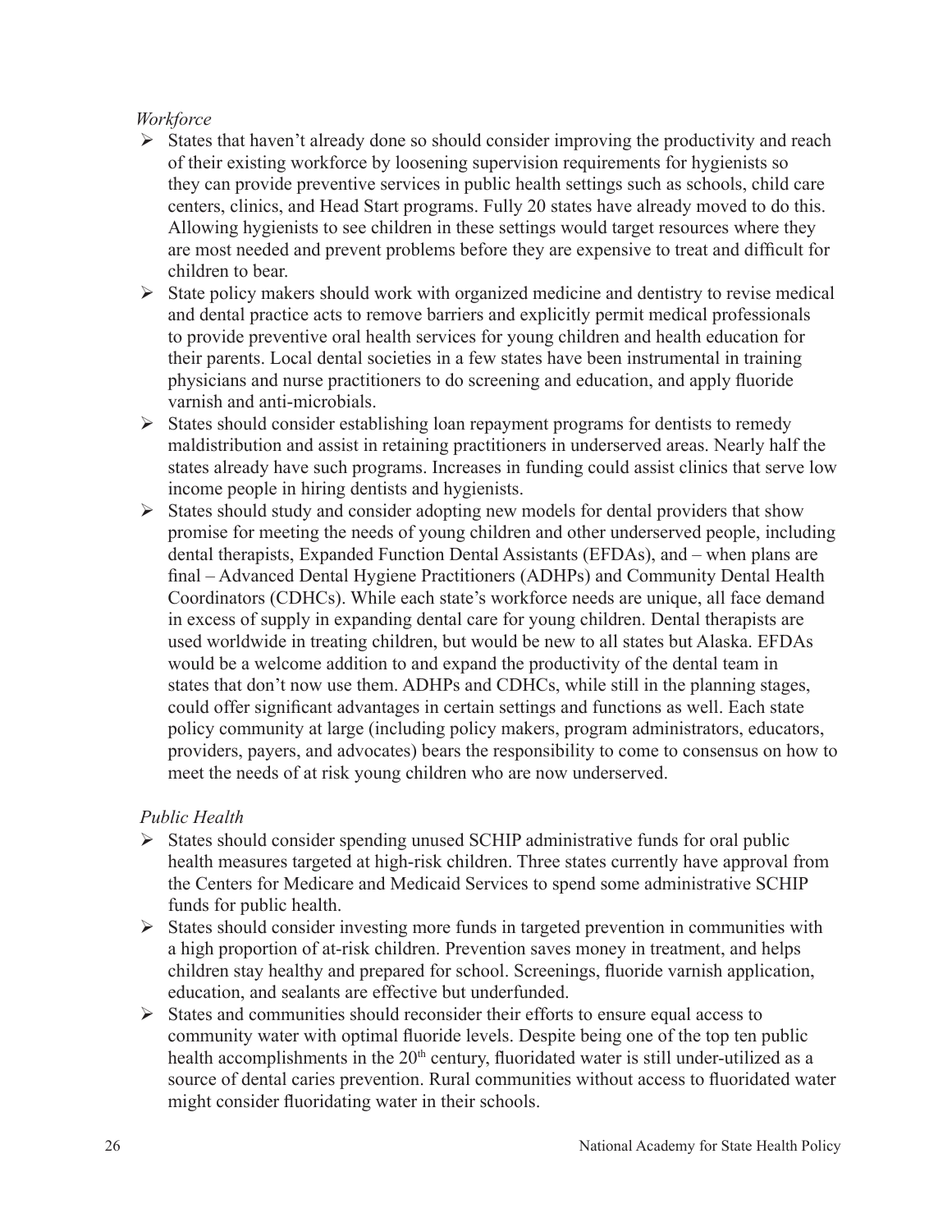*Workforce*

- States that haven't already done so should consider improving the productivity and reach of their existing workforce by loosening supervision requirements for hygienists so they can provide preventive services in public health settings such as schools, child care centers, clinics, and Head Start programs. Fully 20 states have already moved to do this. Allowing hygienists to see children in these settings would target resources where they are most needed and prevent problems before they are expensive to treat and difficult for children to bear.
- State policy makers should work with organized medicine and dentistry to revise medical and dental practice acts to remove barriers and explicitly permit medical professionals to provide preventive oral health services for young children and health education for their parents. Local dental societies in a few states have been instrumental in training physicians and nurse practitioners to do screening and education, and apply fluoride varnish and anti-microbials.
- States should consider establishing loan repayment programs for dentists to remedy maldistribution and assist in retaining practitioners in underserved areas. Nearly half the states already have such programs. Increases in funding could assist clinics that serve low income people in hiring dentists and hygienists.
- States should study and consider adopting new models for dental providers that show promise for meeting the needs of young children and other underserved people, including dental therapists, Expanded Function Dental Assistants (EFDAs), and – when plans are final – Advanced Dental Hygiene Practitioners (ADHPs) and Community Dental Health Coordinators (CDHCs). While each state's workforce needs are unique, all face demand in excess of supply in expanding dental care for young children. Dental therapists are used worldwide in treating children, but would be new to all states but Alaska. EFDAs would be a welcome addition to and expand the productivity of the dental team in states that don't now use them. ADHPs and CDHCs, while still in the planning stages, could offer significant advantages in certain settings and functions as well. Each state policy community at large (including policy makers, program administrators, educators, providers, payers, and advocates) bears the responsibility to come to consensus on how to meet the needs of at risk young children who are now underserved.

*Public Health*

- States should consider spending unused SCHIP administrative funds for oral public health measures targeted at high-risk children. Three states currently have approval from the Centers for Medicare and Medicaid Services to spend some administrative SCHIP funds for public health.
- States should consider investing more funds in targeted prevention in communities with a high proportion of at-risk children. Prevention saves money in treatment, and helps children stay healthy and prepared for school. Screenings, fluoride varnish application, education, and sealants are effective but underfunded.
- States and communities should reconsider their efforts to ensure equal access to community water with optimal fluoride levels. Despite being one of the top ten public health accomplishments in the 20th century, fluoridated water is still under-utilized as a source of dental caries prevention. Rural communities without access to fluoridated water might consider fluoridating water in their schools.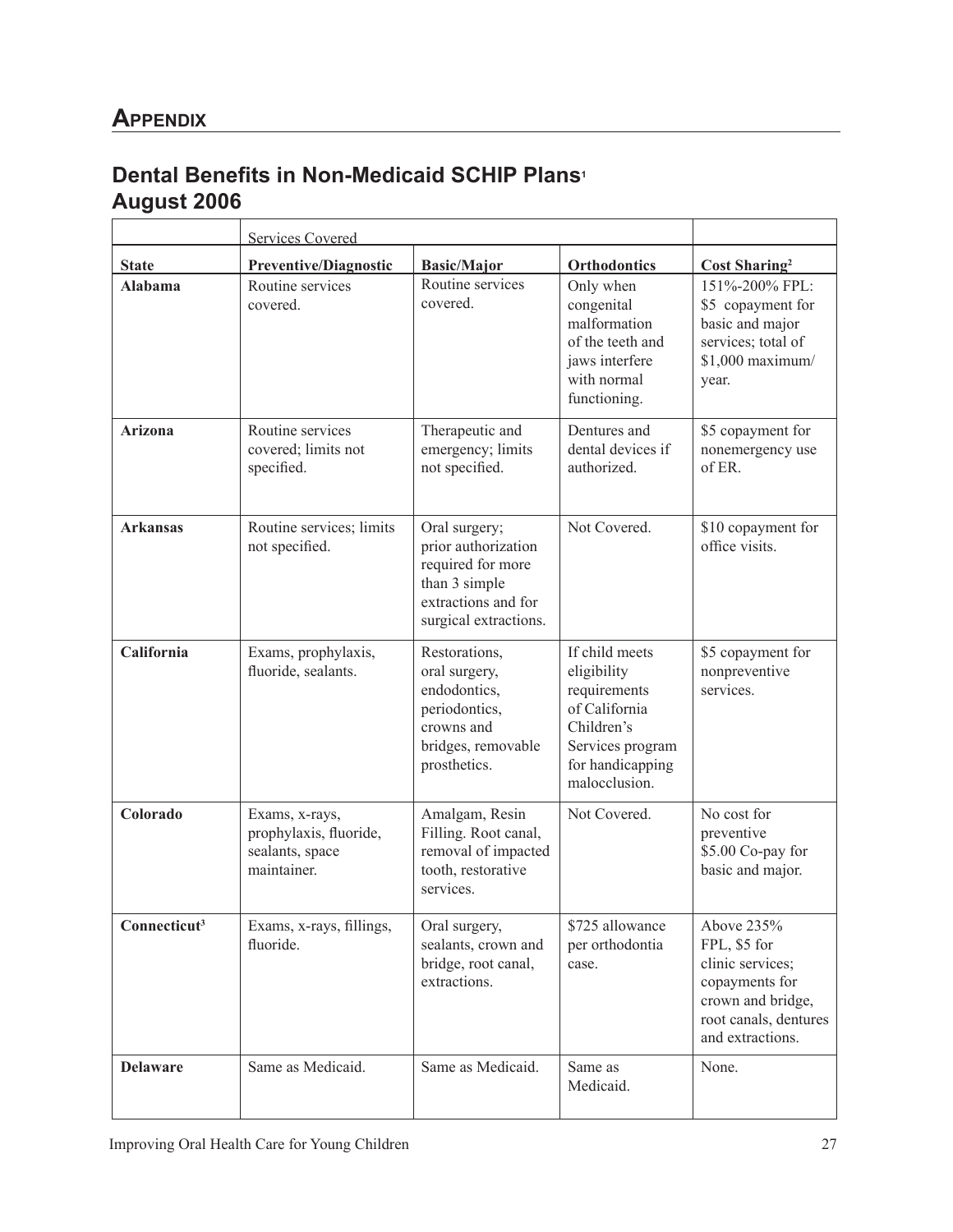# APPENDIX

## Dental Benefits in Non-Medicaid SCHIP Plans[1] August 2006

| | Services Covered | | | |
|---|---|---|---|---|
| **State** | **Preventive/Diagnostic** | **Basic/Major** | **Orthodontics** | **Cost Sharing[2]** |
| **Alabama** | Routine services covered. | Routine services covered. | Only when congenital malformation of the teeth and jaws interfere with normal functioning. | 151%-200% FPL: $5 copayment for basic and major services; total of $1,000 maximum/ year. |
| **Arizona** | Routine services covered; limits not specified. | Therapeutic and emergency; limits not specified. | Dentures and dental devices if authorized. | $5 copayment for nonemergency use of ER. |
| **Arkansas** | Routine services; limits not specified. | Oral surgery; prior authorization required for more than 3 simple extractions and for surgical extractions. | Not Covered. | $10 copayment for office visits. |
| **California** | Exams, prophylaxis, fluoride, sealants. | Restorations, oral surgery, endodontics, periodontics, crowns and bridges, removable prosthetics. | If child meets eligibility requirements of California Children's Services program for handicapping malocclusion. | $5 copayment for nonpreventive services. |
| **Colorado** | Exams, x-rays, prophylaxis, fluoride, sealants, space maintainer. | Amalgam, Resin Filling. Root canal, removal of impacted tooth, restorative services. | Not Covered. | No cost for preventive $5.00 Co-pay for basic and major. |
| **Connecticut[3]** | Exams, x-rays, fillings, fluoride. | Oral surgery, sealants, crown and bridge, root canal, extractions. | $725 allowance per orthodontia case. | Above 235% FPL, $5 for clinic services; copayments for crown and bridge, root canals, dentures and extractions. |
| **Delaware** | Same as Medicaid. | Same as Medicaid. | Same as Medicaid. | None. |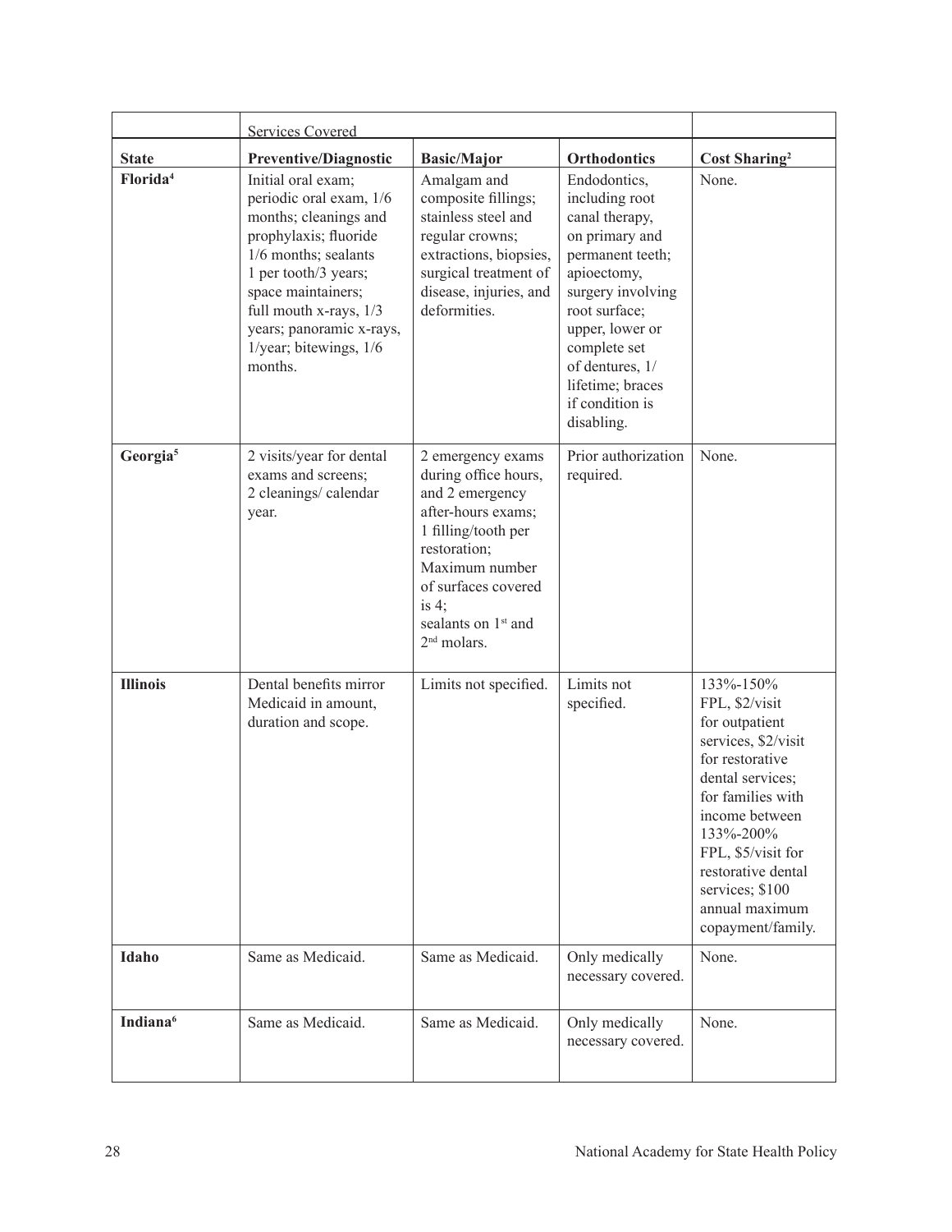| | Services Covered | | | |
|---|---|---|---|---|
| **State** | **Preventive/Diagnostic** | **Basic/Major** | **Orthodontics** | **Cost Sharing**[2] |
| **Florida**[4] | Initial oral exam; periodic oral exam, 1/6 months; cleanings and prophylaxis; fluoride 1/6 months; sealants 1 per tooth/3 years; space maintainers; full mouth x-rays, 1/3 years; panoramic x-rays, 1/year; bitewings, 1/6 months. | Amalgam and composite fillings; stainless steel and regular crowns; extractions, biopsies, surgical treatment of disease, injuries, and deformities. | Endodontics, including root canal therapy, on primary and permanent teeth; apioectomy, surgery involving root surface; upper, lower or complete set of dentures, 1/ lifetime; braces if condition is disabling. | None. |
| **Georgia**[5] | 2 visits/year for dental exams and screens; 2 cleanings/ calendar year. | 2 emergency exams during office hours, and 2 emergency after-hours exams; 1 filling/tooth per restoration; Maximum number of surfaces covered is 4; sealants on 1st and 2nd molars. | Prior authorization required. | None. |
| **Illinois** | Dental benefits mirror Medicaid in amount, duration and scope. | Limits not specified. | Limits not specified. | 133%-150% FPL, $2/visit for outpatient services, $2/visit for restorative dental services; for families with income between 133%-200% FPL, $5/visit for restorative dental services; $100 annual maximum copayment/family. |
| **Idaho** | Same as Medicaid. | Same as Medicaid. | Only medically necessary covered. | None. |
| **Indiana**[6] | Same as Medicaid. | Same as Medicaid. | Only medically necessary covered. | None. |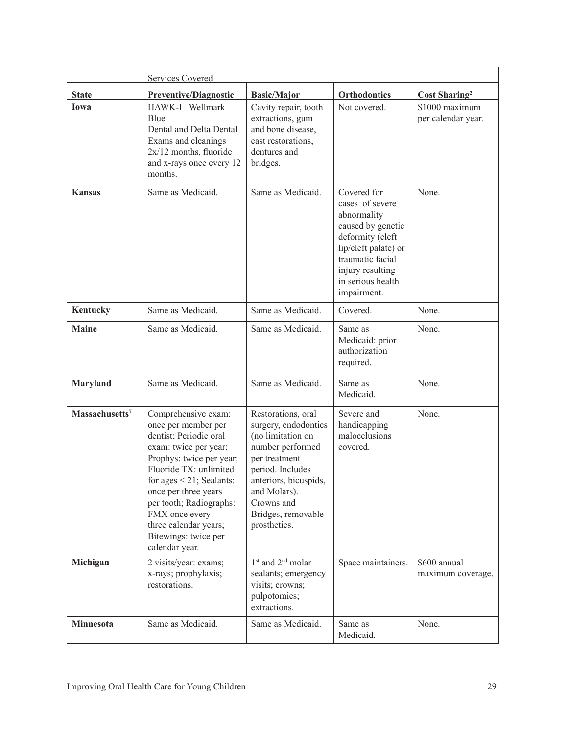| | Services Covered | | | |
|---|---|---|---|---|
| **State** | **Preventive/Diagnostic** | **Basic/Major** | **Orthodontics** | **Cost Sharing[2]** |
| **Iowa** | HAWK-I– Wellmark Blue Dental and Delta Dental Exams and cleanings 2x/12 months, fluoride and x-rays once every 12 months. | Cavity repair, tooth extractions, gum and bone disease, cast restorations, dentures and bridges. | Not covered. | $1000 maximum per calendar year. |
| **Kansas** | Same as Medicaid. | Same as Medicaid. | Covered for cases of severe abnormality caused by genetic deformity (cleft lip/cleft palate) or traumatic facial injury resulting in serious health impairment. | None. |
| **Kentucky** | Same as Medicaid. | Same as Medicaid. | Covered. | None. |
| **Maine** | Same as Medicaid. | Same as Medicaid. | Same as Medicaid: prior authorization required. | None. |
| **Maryland** | Same as Medicaid. | Same as Medicaid. | Same as Medicaid. | None. |
| **Massachusetts[7]** | Comprehensive exam: once per member per dentist; Periodic oral exam: twice per year; Prophys: twice per year; Fluoride TX: unlimited for ages < 21; Sealants: once per three years per tooth; Radiographs: FMX once every three calendar years; Bitewings: twice per calendar year. | Restorations, oral surgery, endodontics (no limitation on number performed per treatment period. Includes anteriors, bicuspids, and Molars). Crowns and Bridges, removable prosthetics. | Severe and handicapping malocclusions covered. | None. |
| **Michigan** | 2 visits/year: exams; x-rays; prophylaxis; restorations. | 1st and 2nd molar sealants; emergency visits; crowns; pulpotomies; extractions. | Space maintainers. | $600 annual maximum coverage. |
| **Minnesota** | Same as Medicaid. | Same as Medicaid. | Same as Medicaid. | None. |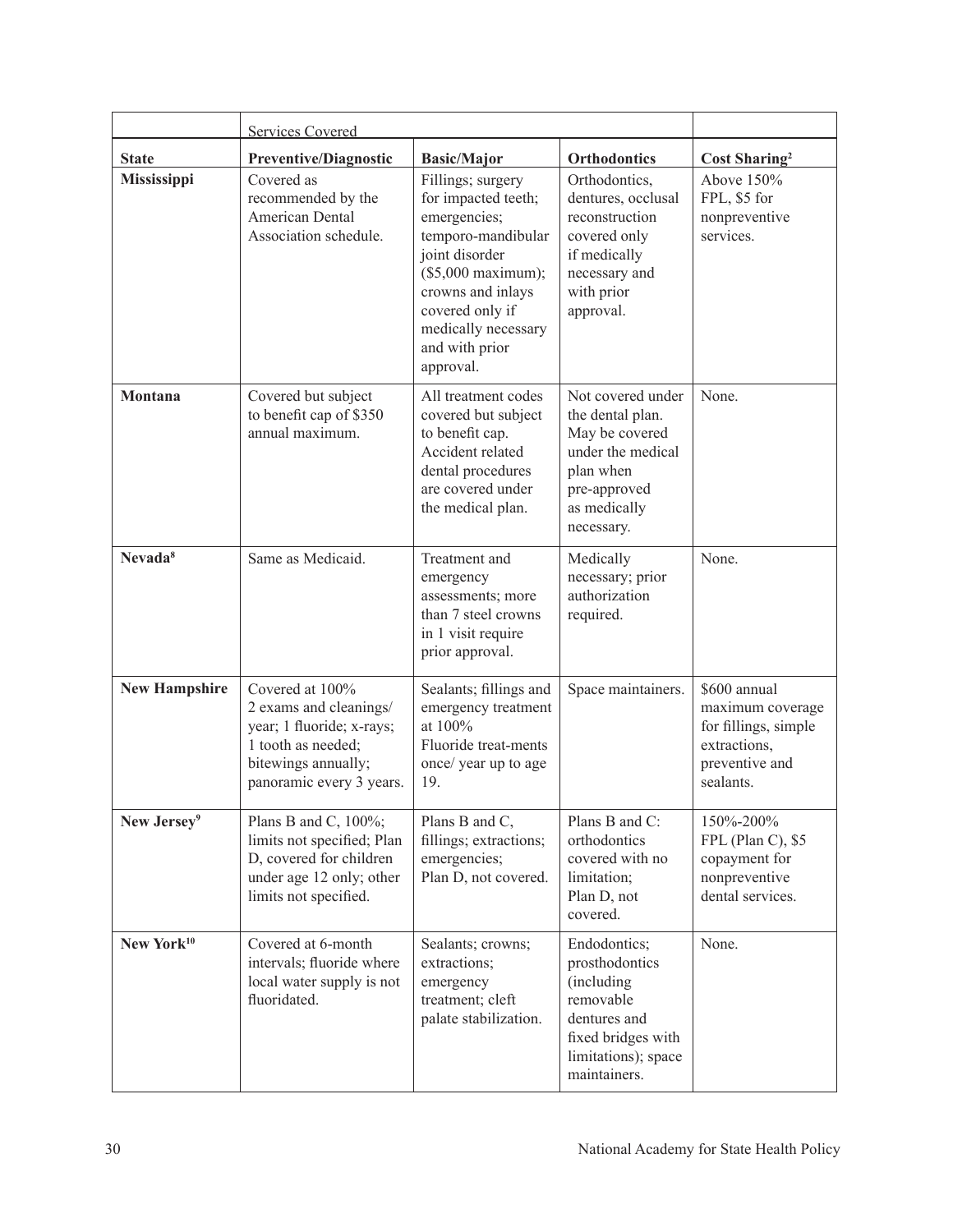| | Services Covered | | | |
|---|---|---|---|---|
| **State** | **Preventive/Diagnostic** | **Basic/Major** | **Orthodontics** | **Cost Sharing[2]** |
| **Mississippi** | Covered as recommended by the American Dental Association schedule. | Fillings; surgery for impacted teeth; emergencies; temporo-mandibular joint disorder ($5,000 maximum); crowns and inlays covered only if medically necessary and with prior approval. | Orthodontics, dentures, occlusal reconstruction covered only if medically necessary and with prior approval. | Above 150% FPL, $5 for nonpreventive services. |
| **Montana** | Covered but subject to benefit cap of $350 annual maximum. | All treatment codes covered but subject to benefit cap. Accident related dental procedures are covered under the medical plan. | Not covered under the dental plan. May be covered under the medical plan when pre-approved as medically necessary. | None. |
| **Nevada[8]** | Same as Medicaid. | Treatment and emergency assessments; more than 7 steel crowns in 1 visit require prior approval. | Medically necessary; prior authorization required. | None. |
| **New Hampshire** | Covered at 100% 2 exams and cleanings/ year; 1 fluoride; x-rays; 1 tooth as needed; bitewings annually; panoramic every 3 years. | Sealants; fillings and emergency treatment at 100% Fluoride treat-ments once/ year up to age 19. | Space maintainers. | $600 annual maximum coverage for fillings, simple extractions, preventive and sealants. |
| **New Jersey[9]** | Plans B and C, 100%; limits not specified; Plan D, covered for children under age 12 only; other limits not specified. | Plans B and C, fillings; extractions; emergencies; Plan D, not covered. | Plans B and C: orthodontics covered with no limitation; Plan D, not covered. | 150%-200% FPL (Plan C), $5 copayment for nonpreventive dental services. |
| **New York[10]** | Covered at 6-month intervals; fluoride where local water supply is not fluoridated. | Sealants; crowns; extractions; emergency treatment; cleft palate stabilization. | Endodontics; prosthodontics (including removable dentures and fixed bridges with limitations); space maintainers. | None. |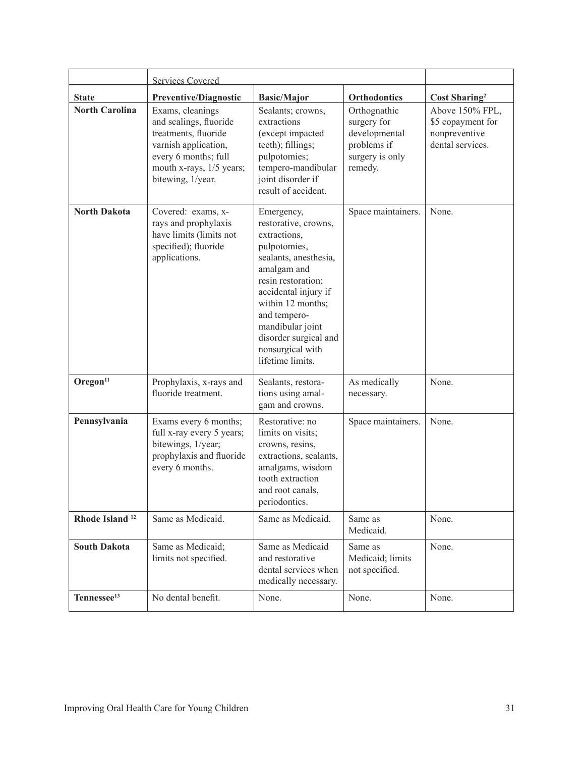| | Services Covered | | | |
|---|---|---|---|---|
| **State** | **Preventive/Diagnostic** | **Basic/Major** | **Orthodontics** | **Cost Sharing**[2] |
| **North Carolina** | Exams, cleanings and scalings, fluoride treatments, fluoride varnish application, every 6 months; full mouth x-rays, 1/5 years; bitewing, 1/year. | Sealants; crowns, extractions (except impacted teeth); fillings; pulpotomies; tempero-mandibular joint disorder if result of accident. | Orthognathic surgery for developmental problems if surgery is only remedy. | Above 150% FPL, $5 copayment for nonpreventive dental services. |
| **North Dakota** | Covered: exams, x-rays and prophylaxis have limits (limits not specified); fluoride applications. | Emergency, restorative, crowns, extractions, pulpotomies, sealants, anesthesia, amalgam and resin restoration; accidental injury if within 12 months; and tempero-mandibular joint disorder surgical and nonsurgical with lifetime limits. | Space maintainers. | None. |
| **Oregon**[11] | Prophylaxis, x-rays and fluoride treatment. | Sealants, restorations using amalgam and crowns. | As medically necessary. | None. |
| **Pennsylvania** | Exams every 6 months; full x-ray every 5 years; bitewings, 1/year; prophylaxis and fluoride every 6 months. | Restorative: no limits on visits; crowns, resins, extractions, sealants, amalgams, wisdom tooth extraction and root canals, periodontics. | Space maintainers. | None. |
| **Rhode Island** [12] | Same as Medicaid. | Same as Medicaid. | Same as Medicaid. | None. |
| **South Dakota** | Same as Medicaid; limits not specified. | Same as Medicaid and restorative dental services when medically necessary. | Same as Medicaid; limits not specified. | None. |
| **Tennessee**[13] | No dental benefit. | None. | None. | None. |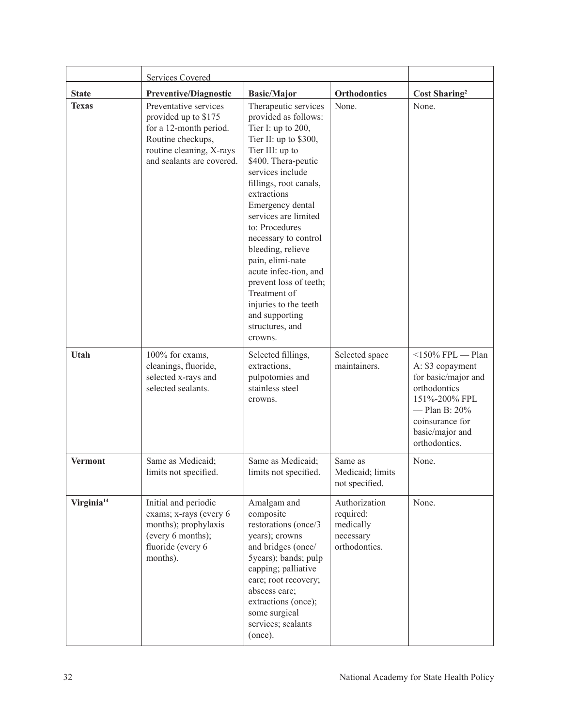| | Services Covered | | | |
|---|---|---|---|---|
| **State** | **Preventive/Diagnostic** | **Basic/Major** | **Orthodontics** | **Cost Sharing[2]** |
| **Texas** | Preventative services provided up to $175 for a 12-month period. Routine checkups, routine cleaning, X-rays and sealants are covered. | Therapeutic services provided as follows: Tier I: up to 200, Tier II: up to $300, Tier III: up to $400. Thera-peutic services include fillings, root canals, extractions Emergency dental services are limited to: Procedures necessary to control bleeding, relieve pain, elimi-nate acute infec-tion, and prevent loss of teeth; Treatment of injuries to the teeth and supporting structures, and crowns. | None. | None. |
| **Utah** | 100% for exams, cleanings, fluoride, selected x-rays and selected sealants. | Selected fillings, extractions, pulpotomies and stainless steel crowns. | Selected space maintainers. | <150% FPL — Plan A: $3 copayment for basic/major and orthodontics 151%-200% FPL — Plan B: 20% coinsurance for basic/major and orthodontics. |
| **Vermont** | Same as Medicaid; limits not specified. | Same as Medicaid; limits not specified. | Same as Medicaid; limits not specified. | None. |
| **Virginia[14]** | Initial and periodic exams; x-rays (every 6 months); prophylaxis (every 6 months); fluoride (every 6 months). | Amalgam and composite restorations (once/3 years); crowns and bridges (once/ 5years); bands; pulp capping; palliative care; root recovery; abscess care; extractions (once); some surgical services; sealants (once). | Authorization required: medically necessary orthodontics. | None. |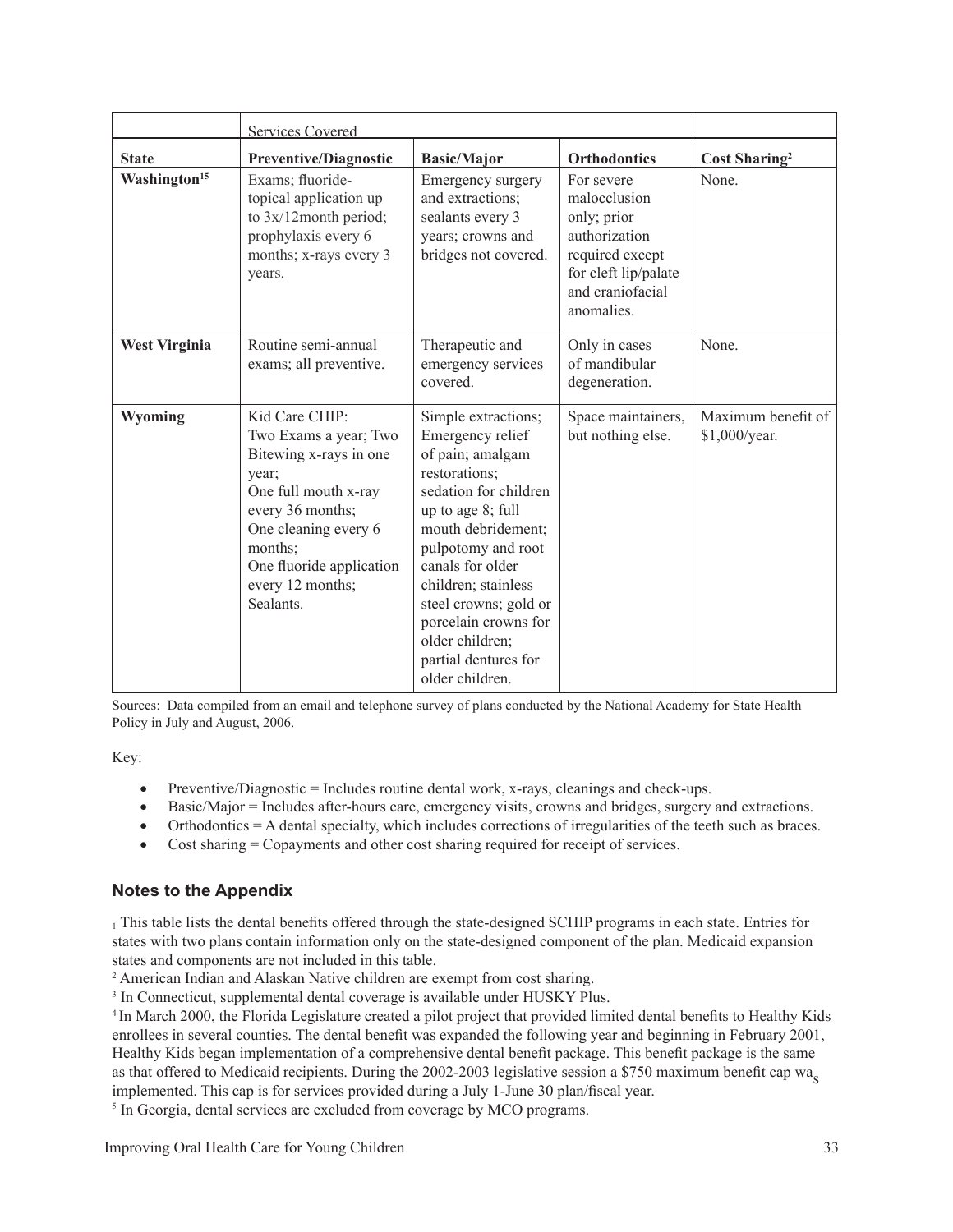| | Services Covered | | | |
|---|---|---|---|---|
| **State** | **Preventive/Diagnostic** | **Basic/Major** | **Orthodontics** | **Cost Sharing[2]** |
| **Washington[15]** | Exams; fluoride-topical application up to 3x/12month period; prophylaxis every 6 months; x-rays every 3 years. | Emergency surgery and extractions; sealants every 3 years; crowns and bridges not covered. | For severe malocclusion only; prior authorization required except for cleft lip/palate and craniofacial anomalies. | None. |
| **West Virginia** | Routine semi-annual exams; all preventive. | Therapeutic and emergency services covered. | Only in cases of mandibular degeneration. | None. |
| **Wyoming** | Kid Care CHIP: Two Exams a year; Two Bitewing x-rays in one year; One full mouth x-ray every 36 months; One cleaning every 6 months; One fluoride application every 12 months; Sealants. | Simple extractions; Emergency relief of pain; amalgam restorations; sedation for children up to age 8; full mouth debridement; pulpotomy and root canals for older children; stainless steel crowns; gold or porcelain crowns for older children; partial dentures for older children. | Space maintainers, but nothing else. | Maximum benefit of $1,000/year. |

Sources: Data compiled from an email and telephone survey of plans conducted by the National Academy for State Health Policy in July and August, 2006.

Key:

- Preventive/Diagnostic = Includes routine dental work, x-rays, cleanings and check-ups.
- Basic/Major = Includes after-hours care, emergency visits, crowns and bridges, surgery and extractions.
- Orthodontics = A dental specialty, which includes corrections of irregularities of the teeth such as braces.
- Cost sharing = Copayments and other cost sharing required for receipt of services.

### Notes to the Appendix

[1] This table lists the dental benefits offered through the state-designed SCHIP programs in each state. Entries for states with two plans contain information only on the state-designed component of the plan. Medicaid expansion states and components are not included in this table.

[2] American Indian and Alaskan Native children are exempt from cost sharing.

[3] In Connecticut, supplemental dental coverage is available under HUSKY Plus.

[4] In March 2000, the Florida Legislature created a pilot project that provided limited dental benefits to Healthy Kids enrollees in several counties. The dental benefit was expanded the following year and beginning in February 2001, Healthy Kids began implementation of a comprehensive dental benefit package. This benefit package is the same as that offered to Medicaid recipients. During the 2002-2003 legislative session a $750 maximum benefit cap was implemented. This cap is for services provided during a July 1-June 30 plan/fiscal year.

[5] In Georgia, dental services are excluded from coverage by MCO programs.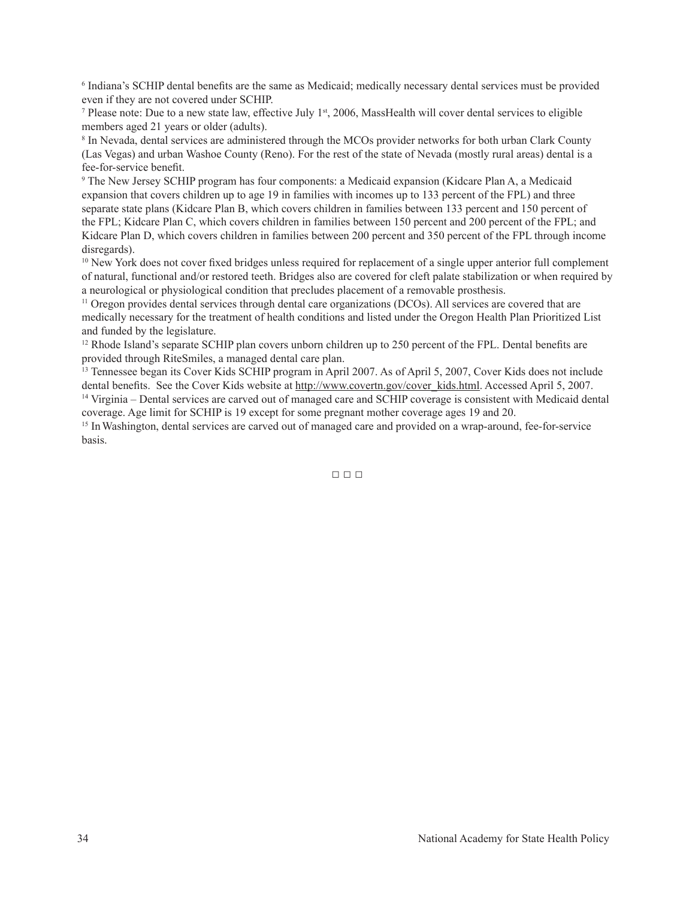[6] Indiana's SCHIP dental benefits are the same as Medicaid; medically necessary dental services must be provided even if they are not covered under SCHIP.

[7] Please note: Due to a new state law, effective July 1st, 2006, MassHealth will cover dental services to eligible members aged 21 years or older (adults).

[8] In Nevada, dental services are administered through the MCOs provider networks for both urban Clark County (Las Vegas) and urban Washoe County (Reno). For the rest of the state of Nevada (mostly rural areas) dental is a fee-for-service benefit.

[9] The New Jersey SCHIP program has four components: a Medicaid expansion (Kidcare Plan A, a Medicaid expansion that covers children up to age 19 in families with incomes up to 133 percent of the FPL) and three separate state plans (Kidcare Plan B, which covers children in families between 133 percent and 150 percent of the FPL; Kidcare Plan C, which covers children in families between 150 percent and 200 percent of the FPL; and Kidcare Plan D, which covers children in families between 200 percent and 350 percent of the FPL through income disregards).

[10] New York does not cover fixed bridges unless required for replacement of a single upper anterior full complement of natural, functional and/or restored teeth. Bridges also are covered for cleft palate stabilization or when required by a neurological or physiological condition that precludes placement of a removable prosthesis.

[11] Oregon provides dental services through dental care organizations (DCOs). All services are covered that are medically necessary for the treatment of health conditions and listed under the Oregon Health Plan Prioritized List and funded by the legislature.

[12] Rhode Island's separate SCHIP plan covers unborn children up to 250 percent of the FPL. Dental benefits are provided through RiteSmiles, a managed dental care plan.

[13] Tennessee began its Cover Kids SCHIP program in April 2007. As of April 5, 2007, Cover Kids does not include dental benefits. See the Cover Kids website at http://www.covertn.gov/cover_kids.html. Accessed April 5, 2007.

[14] Virginia – Dental services are carved out of managed care and SCHIP coverage is consistent with Medicaid dental coverage. Age limit for SCHIP is 19 except for some pregnant mother coverage ages 19 and 20.

[15] In Washington, dental services are carved out of managed care and provided on a wrap-around, fee-for-service basis.

□ □ □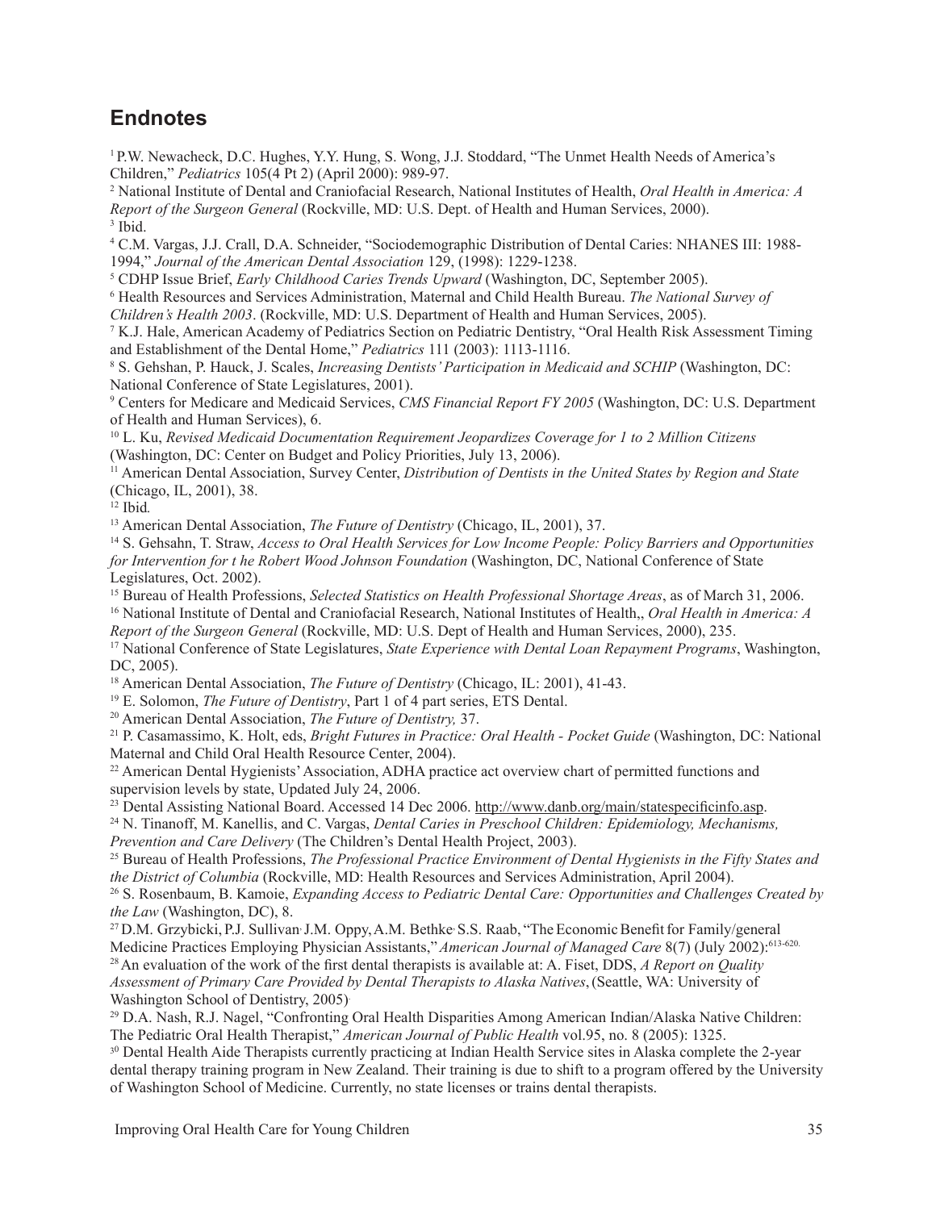## Endnotes

[1] P.W. Newacheck, D.C. Hughes, Y.Y. Hung, S. Wong, J.J. Stoddard, "The Unmet Health Needs of America's Children," *Pediatrics* 105(4 Pt 2) (April 2000): 989-97.

[2] National Institute of Dental and Craniofacial Research, National Institutes of Health, *Oral Health in America: A Report of the Surgeon General* (Rockville, MD: U.S. Dept. of Health and Human Services, 2000).

[3] Ibid.

[4] C.M. Vargas, J.J. Crall, D.A. Schneider, "Sociodemographic Distribution of Dental Caries: NHANES III: 1988-1994," *Journal of the American Dental Association* 129, (1998): 1229-1238.

[5] CDHP Issue Brief, *Early Childhood Caries Trends Upward* (Washington, DC, September 2005).

[6] Health Resources and Services Administration, Maternal and Child Health Bureau. *The National Survey of Children's Health 2003*. (Rockville, MD: U.S. Department of Health and Human Services, 2005).

[7] K.J. Hale, American Academy of Pediatrics Section on Pediatric Dentistry, "Oral Health Risk Assessment Timing and Establishment of the Dental Home," *Pediatrics* 111 (2003): 1113-1116.

[8] S. Gehshan, P. Hauck, J. Scales, *Increasing Dentists' Participation in Medicaid and SCHIP* (Washington, DC: National Conference of State Legislatures, 2001).

[9] Centers for Medicare and Medicaid Services, *CMS Financial Report FY 2005* (Washington, DC: U.S. Department of Health and Human Services), 6.

[10] L. Ku, *Revised Medicaid Documentation Requirement Jeopardizes Coverage for 1 to 2 Million Citizens* (Washington, DC: Center on Budget and Policy Priorities, July 13, 2006).

[11] American Dental Association, Survey Center, *Distribution of Dentists in the United States by Region and State* (Chicago, IL, 2001), 38.

[12] Ibid.

[13] American Dental Association, *The Future of Dentistry* (Chicago, IL, 2001), 37.

[14] S. Gehsahn, T. Straw, *Access to Oral Health Services for Low Income People: Policy Barriers and Opportunities for Intervention for t he Robert Wood Johnson Foundation* (Washington, DC, National Conference of State Legislatures, Oct. 2002).

[15] Bureau of Health Professions, *Selected Statistics on Health Professional Shortage Areas*, as of March 31, 2006.

[16] National Institute of Dental and Craniofacial Research, National Institutes of Health,, *Oral Health in America: A Report of the Surgeon General* (Rockville, MD: U.S. Dept of Health and Human Services, 2000), 235.

[17] National Conference of State Legislatures, *State Experience with Dental Loan Repayment Programs*, Washington, DC, 2005).

[18] American Dental Association, *The Future of Dentistry* (Chicago, IL: 2001), 41-43.

[19] E. Solomon, *The Future of Dentistry*, Part 1 of 4 part series, ETS Dental.

[20] American Dental Association, *The Future of Dentistry,* 37.

[21] P. Casamassimo, K. Holt, eds, *Bright Futures in Practice: Oral Health - Pocket Guide* (Washington, DC: National Maternal and Child Oral Health Resource Center, 2004).

[22] American Dental Hygienists' Association, ADHA practice act overview chart of permitted functions and supervision levels by state, Updated July 24, 2006.

[23] Dental Assisting National Board. Accessed 14 Dec 2006. http://www.danb.org/main/statespecificinfo.asp.

[24] N. Tinanoff, M. Kanellis, and C. Vargas, *Dental Caries in Preschool Children: Epidemiology, Mechanisms, Prevention and Care Delivery* (The Children's Dental Health Project, 2003).

[25] Bureau of Health Professions, *The Professional Practice Environment of Dental Hygienists in the Fifty States and the District of Columbia* (Rockville, MD: Health Resources and Services Administration, April 2004).

[26] S. Rosenbaum, B. Kamoie, *Expanding Access to Pediatric Dental Care: Opportunities and Challenges Created by the Law* (Washington, DC), 8.

[27] D.M. Grzybicki, P.J. Sullivan, J.M. Oppy, A.M. Bethke, S.S. Raab, "The Economic Benefit for Family/general Medicine Practices Employing Physician Assistants," *American Journal of Managed Care* 8(7) (July 2002): 613-620.

[28] An evaluation of the work of the first dental therapists is available at: A. Fiset, DDS, *A Report on Quality Assessment of Primary Care Provided by Dental Therapists to Alaska Natives*, (Seattle, WA: University of Washington School of Dentistry, 2005).

[29] D.A. Nash, R.J. Nagel, "Confronting Oral Health Disparities Among American Indian/Alaska Native Children: The Pediatric Oral Health Therapist," *American Journal of Public Health* vol.95, no. 8 (2005): 1325.

[30] Dental Health Aide Therapists currently practicing at Indian Health Service sites in Alaska complete the 2-year dental therapy training program in New Zealand. Their training is due to shift to a program offered by the University of Washington School of Medicine. Currently, no state licenses or trains dental therapists.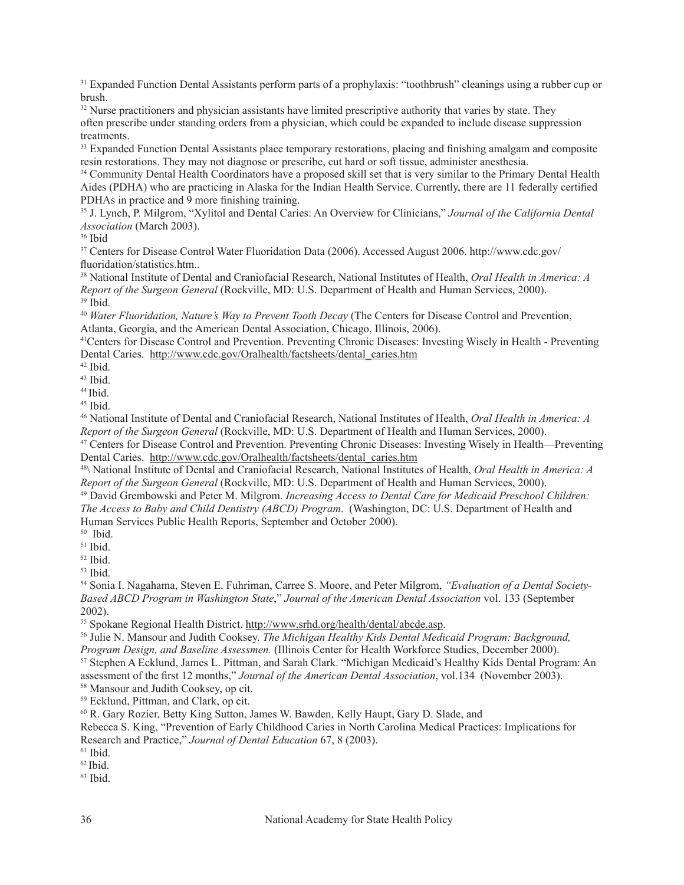[31] Expanded Function Dental Assistants perform parts of a prophylaxis: "toothbrush" cleanings using a rubber cup or brush.

[32] Nurse practitioners and physician assistants have limited prescriptive authority that varies by state. They often prescribe under standing orders from a physician, which could be expanded to include disease suppression treatments.

[33] Expanded Function Dental Assistants place temporary restorations, placing and finishing amalgam and composite resin restorations. They may not diagnose or prescribe, cut hard or soft tissue, administer anesthesia.

[34] Community Dental Health Coordinators have a proposed skill set that is very similar to the Primary Dental Health Aides (PDHA) who are practicing in Alaska for the Indian Health Service. Currently, there are 11 federally certified PDHAs in practice and 9 more finishing training.

[35] J. Lynch, P. Milgrom, "Xylitol and Dental Caries: An Overview for Clinicians," *Journal of the California Dental Association* (March 2003).

[36] Ibid

[37] Centers for Disease Control Water Fluoridation Data (2006). Accessed August 2006. http://www.cdc.gov/fluoridation/statistics.htm..

[38] National Institute of Dental and Craniofacial Research, National Institutes of Health, *Oral Health in America: A Report of the Surgeon General* (Rockville, MD: U.S. Department of Health and Human Services, 2000).

[39] Ibid.

[40] *Water Fluoridation, Nature's Way to Prevent Tooth Decay* (The Centers for Disease Control and Prevention, Atlanta, Georgia, and the American Dental Association, Chicago, Illinois, 2006).

[41] Centers for Disease Control and Prevention. Preventing Chronic Diseases: Investing Wisely in Health - Preventing Dental Caries. http://www.cdc.gov/Oralhealth/factsheets/dental_caries.htm

[42] Ibid.

[43] Ibid.

[44] Ibid.

[45] Ibid.

[46] National Institute of Dental and Craniofacial Research, National Institutes of Health, *Oral Health in America: A Report of the Surgeon General* (Rockville, MD: U.S. Department of Health and Human Services, 2000).

[47] Centers for Disease Control and Prevention. Preventing Chronic Diseases: Investing Wisely in Health—Preventing Dental Caries. http://www.cdc.gov/Oralhealth/factsheets/dental_caries.htm

[48]\ National Institute of Dental and Craniofacial Research, National Institutes of Health, *Oral Health in America: A Report of the Surgeon General* (Rockville, MD: U.S. Department of Health and Human Services, 2000).

[49] David Grembowski and Peter M. Milgrom. *Increasing Access to Dental Care for Medicaid Preschool Children: The Access to Baby and Child Dentistry (ABCD) Program*. (Washington, DC: U.S. Department of Health and Human Services Public Health Reports, September and October 2000).

[50] Ibid.

[51] Ibid.

[52] Ibid.

[53] Ibid.

[54] Sonia I. Nagahama, Steven E. Fuhriman, Carree S. Moore, and Peter Milgrom, *"Evaluation of a Dental Society-Based ABCD Program in Washington State*," *Journal of the American Dental Association* vol. 133 (September 2002).

[55] Spokane Regional Health District. http://www.srhd.org/health/dental/abcde.asp.

[56] Julie N. Mansour and Judith Cooksey. *The Michigan Healthy Kids Dental Medicaid Program: Background, Program Design, and Baseline Assessmen.* (Illinois Center for Health Workforce Studies, December 2000).

[57] Stephen A Ecklund, James L. Pittman, and Sarah Clark. "Michigan Medicaid's Healthy Kids Dental Program: An assessment of the first 12 months," *Journal of the American Dental Association*, vol.134 (November 2003).

[58] Mansour and Judith Cooksey, op cit.

[59] Ecklund, Pittman, and Clark, op cit.

[60] R. Gary Rozier, Betty King Sutton, James W. Bawden, Kelly Haupt, Gary D. Slade, and Rebecca S. King, "Prevention of Early Childhood Caries in North Carolina Medical Practices: Implications for Research and Practice," *Journal of Dental Education* 67, 8 (2003).

[61] Ibid.

[62] Ibid.

[63] Ibid.